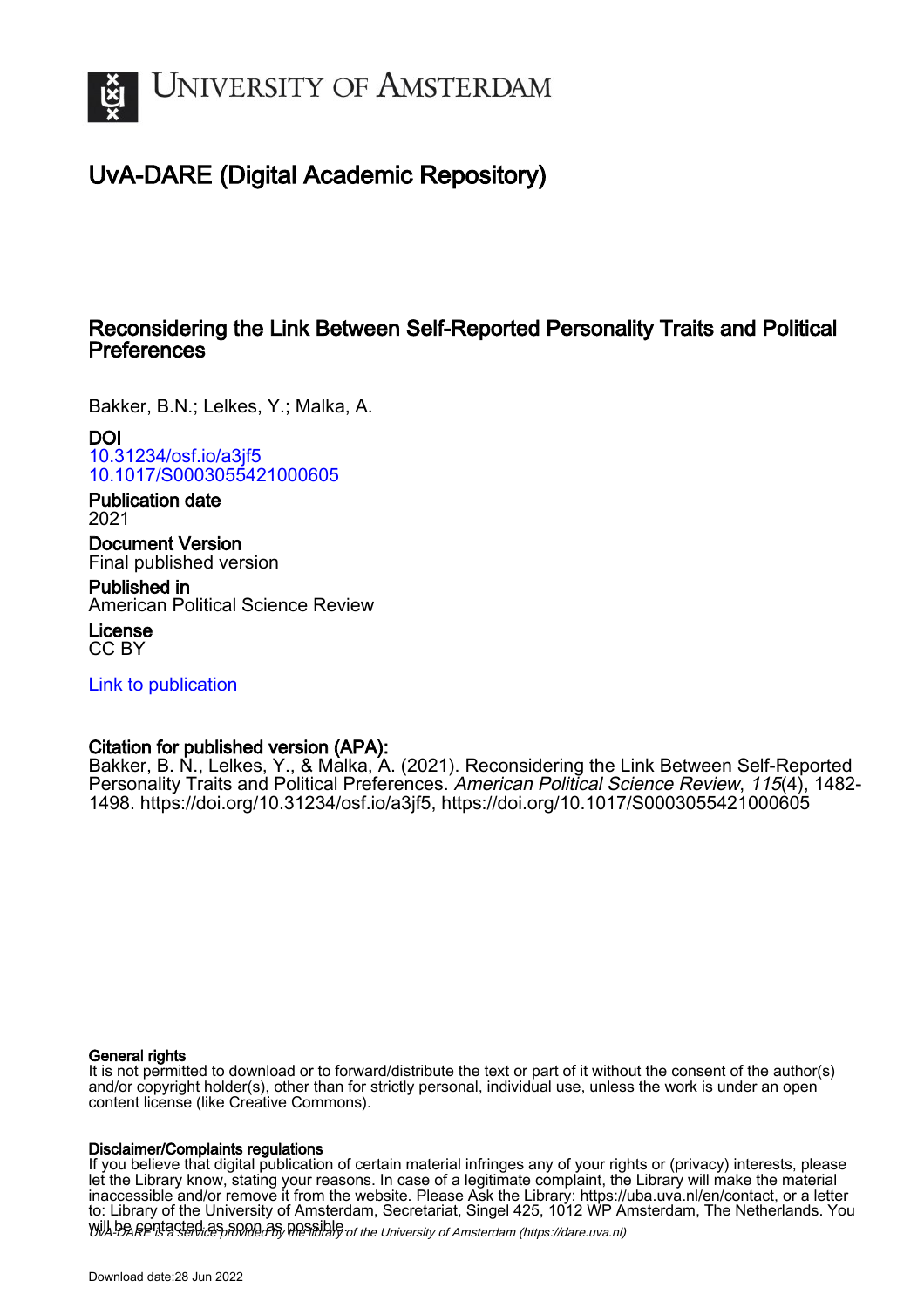# University of Amsterdam

## UvA-DARE (Digital Academic Repository)

### Reconsidering the Link Between Self-Reported Personality Traits and Political Preferences

Bakker, B.N.; Lelkes, Y.; Malka, A.

**DOI**
10.31234/osf.io/a3jf5
10.1017/S0003055421000605

**Publication date**
2021

**Document Version**
Final published version

**Published in**
American Political Science Review

**License**
CC BY

Link to publication

**Citation for published version (APA):**
Bakker, B. N., Lelkes, Y., & Malka, A. (2021). Reconsidering the Link Between Self-Reported Personality Traits and Political Preferences. *American Political Science Review*, *115*(4), 1482-1498. https://doi.org/10.31234/osf.io/a3jf5, https://doi.org/10.1017/S0003055421000605

**General rights**
It is not permitted to download or to forward/distribute the text or part of it without the consent of the author(s) and/or copyright holder(s), other than for strictly personal, individual use, unless the work is under an open content license (like Creative Commons).

**Disclaimer/Complaints regulations**
If you believe that digital publication of certain material infringes any of your rights or (privacy) interests, please let the Library know, stating your reasons. In case of a legitimate complaint, the Library will make the material inaccessible and/or remove it from the website. Please Ask the Library: https://uba.uva.nl/en/contact, or a letter to: Library of the University of Amsterdam, Secretariat, Singel 425, 1012 WP Amsterdam, The Netherlands. You will be contacted as soon as possible.

*UvA-DARE is a service provided by the library of the University of Amsterdam (https://dare.uva.nl)*

Download date:28 Jun 2022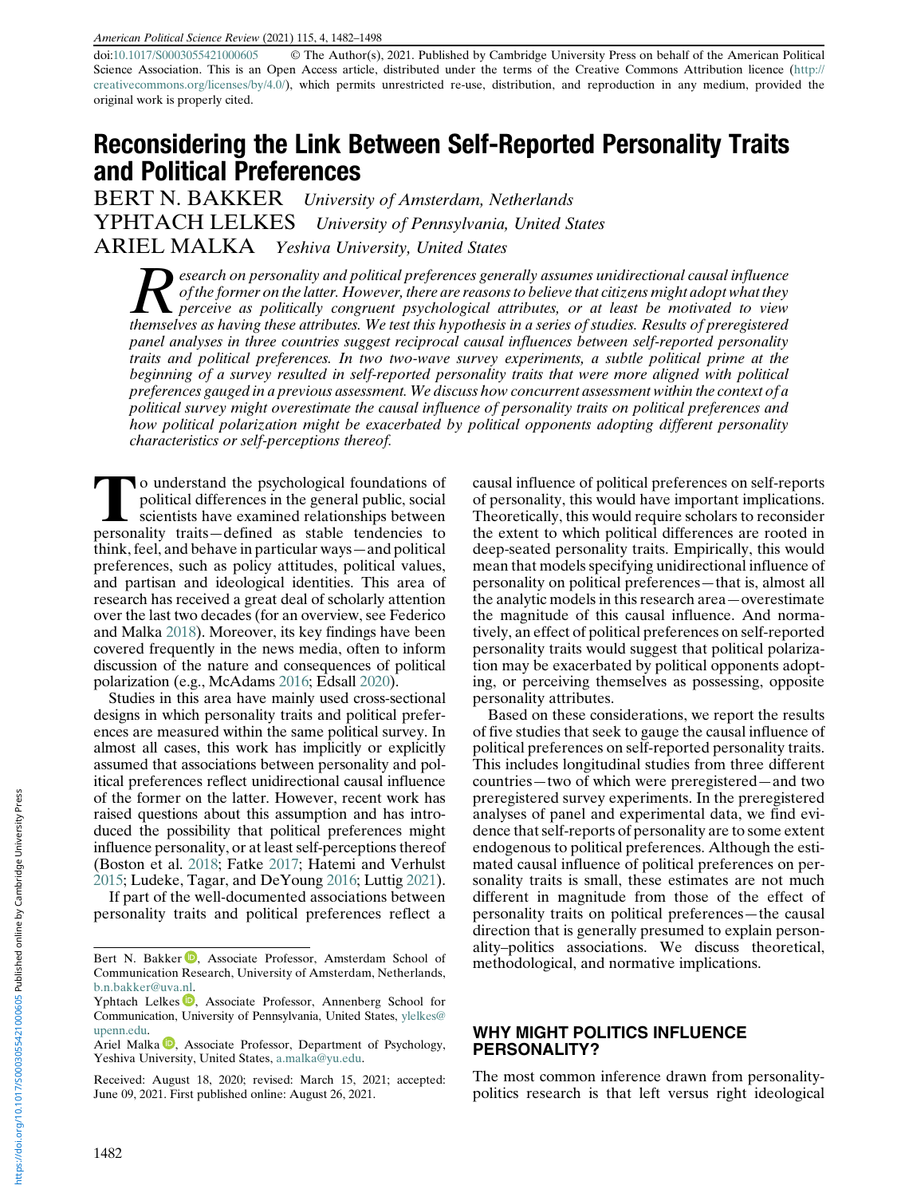doi:10.1017/S0003055421000605 © The Author(s), 2021. Published by Cambridge University Press on behalf of the American Political Science Association. This is an Open Access article, distributed under the terms of the Creative Commons Attribution licence (http://creativecommons.org/licenses/by/4.0/), which permits unrestricted re-use, distribution, and reproduction in any medium, provided the original work is properly cited.

# Reconsidering the Link Between Self-Reported Personality Traits and Political Preferences

BERT N. BAKKER *University of Amsterdam, Netherlands*

YPHTACH LELKES *University of Pennsylvania, United States*

ARIEL MALKA *Yeshiva University, United States*

*Research on personality and political preferences generally assumes unidirectional causal influence of the former on the latter. However, there are reasons to believe that citizens might adopt what they perceive as politically congruent psychological attributes, or at least be motivated to view themselves as having these attributes. We test this hypothesis in a series of studies. Results of preregistered panel analyses in three countries suggest reciprocal causal influences between self-reported personality traits and political preferences. In two two-wave survey experiments, a subtle political prime at the beginning of a survey resulted in self-reported personality traits that were more aligned with political preferences gauged in a previous assessment. We discuss how concurrent assessment within the context of a political survey might overestimate the causal influence of personality traits on political preferences and how political polarization might be exacerbated by political opponents adopting different personality characteristics or self-perceptions thereof.*

To understand the psychological foundations of political differences in the general public, social scientists have examined relationships between personality traits—defined as stable tendencies to think, feel, and behave in particular ways—and political preferences, such as policy attitudes, political values, and partisan and ideological identities. This area of research has received a great deal of scholarly attention over the last two decades (for an overview, see Federico and Malka 2018). Moreover, its key findings have been covered frequently in the news media, often to inform discussion of the nature and consequences of political polarization (e.g., McAdams 2016; Edsall 2020).

Studies in this area have mainly used cross-sectional designs in which personality traits and political preferences are measured within the same political survey. In almost all cases, this work has implicitly or explicitly assumed that associations between personality and political preferences reflect unidirectional causal influence of the former on the latter. However, recent work has raised questions about this assumption and has introduced the possibility that political preferences might influence personality, or at least self-perceptions thereof (Boston et al. 2018; Fatke 2017; Hatemi and Verhulst 2015; Ludeke, Tagar, and DeYoung 2016; Luttig 2021).

If part of the well-documented associations between personality traits and political preferences reflect a causal influence of political preferences on self-reports of personality, this would have important implications. Theoretically, this would require scholars to reconsider the extent to which political differences are rooted in deep-seated personality traits. Empirically, this would mean that models specifying unidirectional influence of personality on political preferences—that is, almost all the analytic models in this research area—overestimate the magnitude of this causal influence. And normatively, an effect of political preferences on self-reported personality traits would suggest that political polarization may be exacerbated by political opponents adopting, or perceiving themselves as possessing, opposite personality attributes.

Based on these considerations, we report the results of five studies that seek to gauge the causal influence of political preferences on self-reported personality traits. This includes longitudinal studies from three different countries—two of which were preregistered—and two preregistered survey experiments. In the preregistered analyses of panel and experimental data, we find evidence that self-reports of personality are to some extent endogenous to political preferences. Although the estimated causal influence of political preferences on personality traits is small, these estimates are not much different in magnitude from those of the effect of personality traits on political preferences—the causal direction that is generally presumed to explain personality–politics associations. We discuss theoretical, methodological, and normative implications.

## WHY MIGHT POLITICS INFLUENCE PERSONALITY?

The most common inference drawn from personality-politics research is that left versus right ideological

---

Bert N. Bakker, Associate Professor, Amsterdam School of Communication Research, University of Amsterdam, Netherlands, b.n.bakker@uva.nl.

Yphtach Lelkes, Associate Professor, Annenberg School for Communication, University of Pennsylvania, United States, ylelkes@upenn.edu.

Ariel Malka, Associate Professor, Department of Psychology, Yeshiva University, United States, a.malka@yu.edu.

Received: August 18, 2020; revised: March 15, 2021; accepted: June 09, 2021. First published online: August 26, 2021.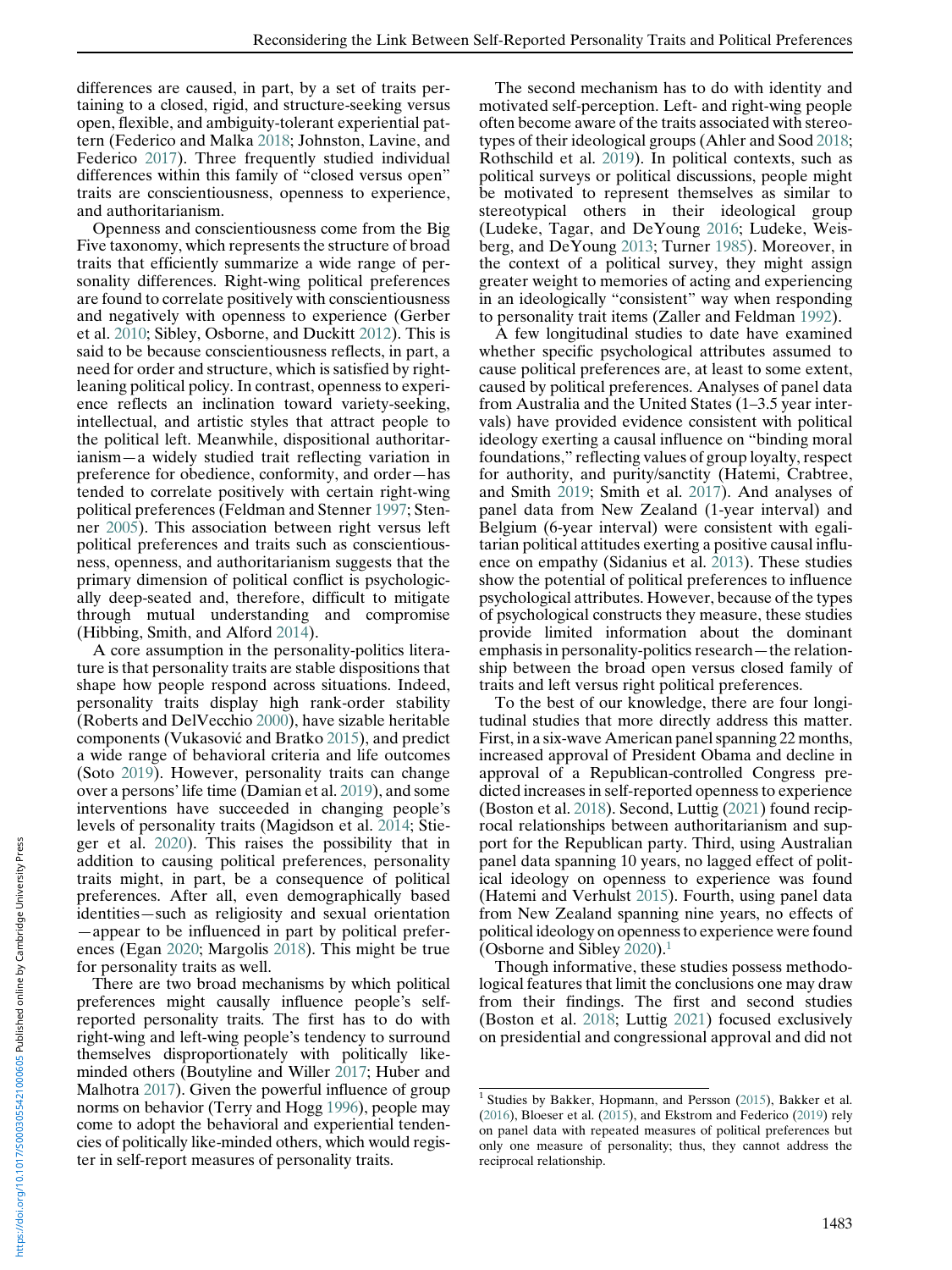differences are caused, in part, by a set of traits pertaining to a closed, rigid, and structure-seeking versus open, flexible, and ambiguity-tolerant experiential pattern (Federico and Malka 2018; Johnston, Lavine, and Federico 2017). Three frequently studied individual differences within this family of "closed versus open" traits are conscientiousness, openness to experience, and authoritarianism.

Openness and conscientiousness come from the Big Five taxonomy, which represents the structure of broad traits that efficiently summarize a wide range of personality differences. Right-wing political preferences are found to correlate positively with conscientiousness and negatively with openness to experience (Gerber et al. 2010; Sibley, Osborne, and Duckitt 2012). This is said to be because conscientiousness reflects, in part, a need for order and structure, which is satisfied by right-leaning political policy. In contrast, openness to experience reflects an inclination toward variety-seeking, intellectual, and artistic styles that attract people to the political left. Meanwhile, dispositional authoritarianism—a widely studied trait reflecting variation in preference for obedience, conformity, and order—has tended to correlate positively with certain right-wing political preferences (Feldman and Stenner 1997; Stenner 2005). This association between right versus left political preferences and traits such as conscientiousness, openness, and authoritarianism suggests that the primary dimension of political conflict is psychologically deep-seated and, therefore, difficult to mitigate through mutual understanding and compromise (Hibbing, Smith, and Alford 2014).

A core assumption in the personality-politics literature is that personality traits are stable dispositions that shape how people respond across situations. Indeed, personality traits display high rank-order stability (Roberts and DelVecchio 2000), have sizable heritable components (Vukasović and Bratko 2015), and predict a wide range of behavioral criteria and life outcomes (Soto 2019). However, personality traits can change over a persons' life time (Damian et al. 2019), and some interventions have succeeded in changing people's levels of personality traits (Magidson et al. 2014; Stieger et al. 2020). This raises the possibility that in addition to causing political preferences, personality traits might, in part, be a consequence of political preferences. After all, even demographically based identities—such as religiosity and sexual orientation—appear to be influenced in part by political preferences (Egan 2020; Margolis 2018). This might be true for personality traits as well.

There are two broad mechanisms by which political preferences might causally influence people's self-reported personality traits. The first has to do with right-wing and left-wing people's tendency to surround themselves disproportionately with politically like-minded others (Boutyline and Willer 2017; Huber and Malhotra 2017). Given the powerful influence of group norms on behavior (Terry and Hogg 1996), people may come to adopt the behavioral and experiential tendencies of politically like-minded others, which would register in self-report measures of personality traits.

The second mechanism has to do with identity and motivated self-perception. Left- and right-wing people often become aware of the traits associated with stereotypes of their ideological groups (Ahler and Sood 2018; Rothschild et al. 2019). In political contexts, such as political surveys or political discussions, people might be motivated to represent themselves as similar to stereotypical others in their ideological group (Ludeke, Tagar, and DeYoung 2016; Ludeke, Weisberg, and DeYoung 2013; Turner 1985). Moreover, in the context of a political survey, they might assign greater weight to memories of acting and experiencing in an ideologically "consistent" way when responding to personality trait items (Zaller and Feldman 1992).

A few longitudinal studies to date have examined whether specific psychological attributes assumed to cause political preferences are, at least to some extent, caused by political preferences. Analyses of panel data from Australia and the United States (1–3.5 year intervals) have provided evidence consistent with political ideology exerting a causal influence on "binding moral foundations," reflecting values of group loyalty, respect for authority, and purity/sanctity (Hatemi, Crabtree, and Smith 2019; Smith et al. 2017). And analyses of panel data from New Zealand (1-year interval) and Belgium (6-year interval) were consistent with egalitarian political attitudes exerting a positive causal influence on empathy (Sidanius et al. 2013). These studies show the potential of political preferences to influence psychological attributes. However, because of the types of psychological constructs they measure, these studies provide limited information about the dominant emphasis in personality-politics research—the relationship between the broad open versus closed family of traits and left versus right political preferences.

To the best of our knowledge, there are four longitudinal studies that more directly address this matter. First, in a six-wave American panel spanning 22 months, increased approval of President Obama and decline in approval of a Republican-controlled Congress predicted increases in self-reported openness to experience (Boston et al. 2018). Second, Luttig (2021) found reciprocal relationships between authoritarianism and support for the Republican party. Third, using Australian panel data spanning 10 years, no lagged effect of political ideology on openness to experience was found (Hatemi and Verhulst 2015). Fourth, using panel data from New Zealand spanning nine years, no effects of political ideology on openness to experience were found (Osborne and Sibley 2020).[1]

Though informative, these studies possess methodological features that limit the conclusions one may draw from their findings. The first and second studies (Boston et al. 2018; Luttig 2021) focused exclusively on presidential and congressional approval and did not

[1] Studies by Bakker, Hopmann, and Persson (2015), Bakker et al. (2016), Bloeser et al. (2015), and Ekstrom and Federico (2019) rely on panel data with repeated measures of political preferences but only one measure of personality; thus, they cannot address the reciprocal relationship.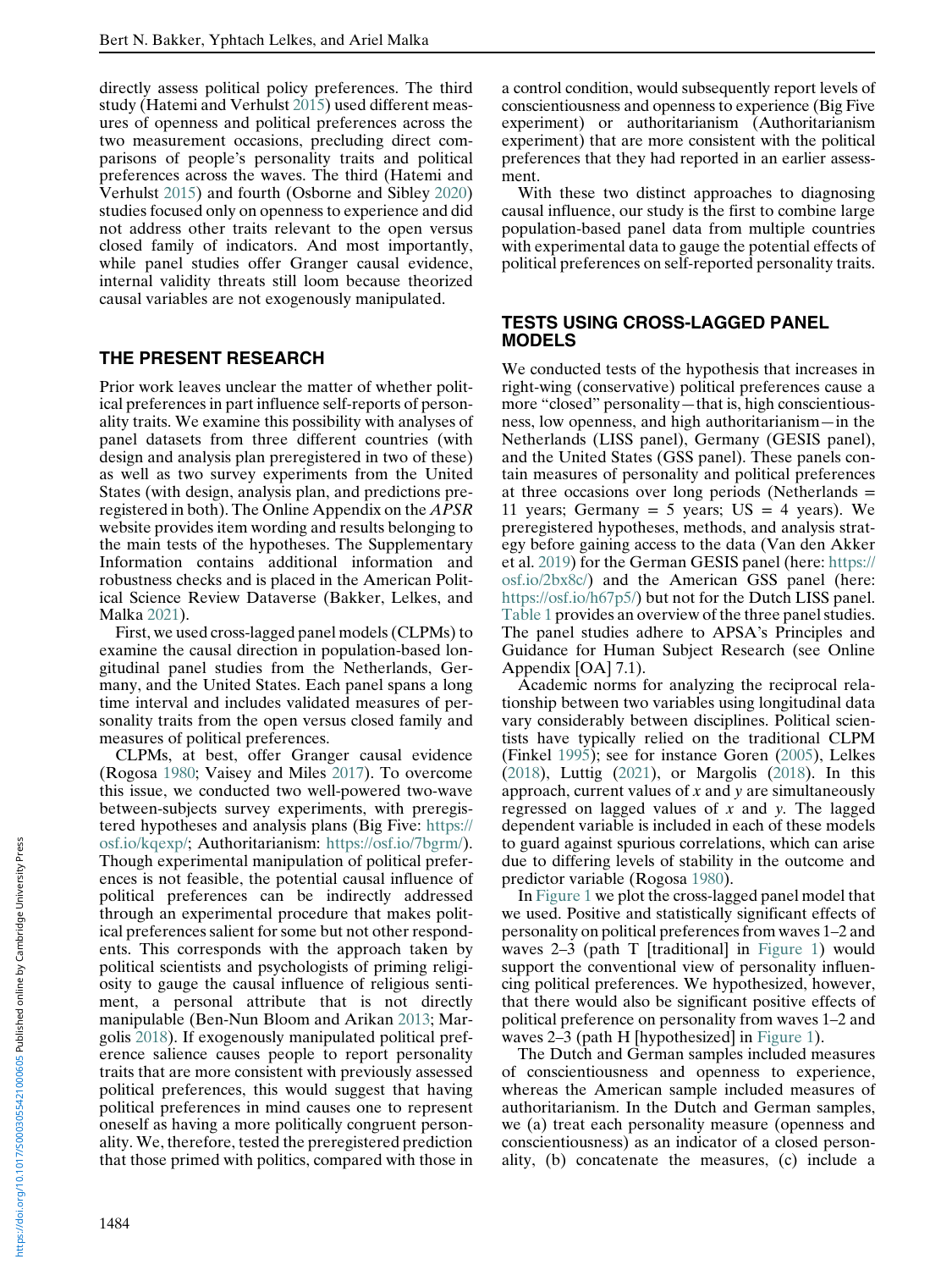directly assess political policy preferences. The third study (Hatemi and Verhulst 2015) used different measures of openness and political preferences across the two measurement occasions, precluding direct comparisons of people's personality traits and political preferences across the waves. The third (Hatemi and Verhulst 2015) and fourth (Osborne and Sibley 2020) studies focused only on openness to experience and did not address other traits relevant to the open versus closed family of indicators. And most importantly, while panel studies offer Granger causal evidence, internal validity threats still loom because theorized causal variables are not exogenously manipulated.

## THE PRESENT RESEARCH

Prior work leaves unclear the matter of whether political preferences in part influence self-reports of personality traits. We examine this possibility with analyses of panel datasets from three different countries (with design and analysis plan preregistered in two of these) as well as two survey experiments from the United States (with design, analysis plan, and predictions preregistered in both). The Online Appendix on the *APSR* website provides item wording and results belonging to the main tests of the hypotheses. The Supplementary Information contains additional information and robustness checks and is placed in the American Political Science Review Dataverse (Bakker, Lelkes, and Malka 2021).

First, we used cross-lagged panel models (CLPMs) to examine the causal direction in population-based longitudinal panel studies from the Netherlands, Germany, and the United States. Each panel spans a long time interval and includes validated measures of personality traits from the open versus closed family and measures of political preferences.

CLPMs, at best, offer Granger causal evidence (Rogosa 1980; Vaisey and Miles 2017). To overcome this issue, we conducted two well-powered two-wave between-subjects survey experiments, with preregistered hypotheses and analysis plans (Big Five: https://osf.io/kqexp/; Authoritarianism: https://osf.io/7bgrm/). Though experimental manipulation of political preferences is not feasible, the potential causal influence of political preferences can be indirectly addressed through an experimental procedure that makes political preferences salient for some but not other respondents. This corresponds with the approach taken by political scientists and psychologists of priming religiosity to gauge the causal influence of religious sentiment, a personal attribute that is not directly manipulable (Ben-Nun Bloom and Arikan 2013; Margolis 2018). If exogenously manipulated political preference salience causes people to report personality traits that are more consistent with previously assessed political preferences, this would suggest that having political preferences in mind causes one to represent oneself as having a more politically congruent personality. We, therefore, tested the preregistered prediction that those primed with politics, compared with those in a control condition, would subsequently report levels of conscientiousness and openness to experience (Big Five experiment) or authoritarianism (Authoritarianism experiment) that are more consistent with the political preferences that they had reported in an earlier assessment.

With these two distinct approaches to diagnosing causal influence, our study is the first to combine large population-based panel data from multiple countries with experimental data to gauge the potential effects of political preferences on self-reported personality traits.

## TESTS USING CROSS-LAGGED PANEL MODELS

We conducted tests of the hypothesis that increases in right-wing (conservative) political preferences cause a more "closed" personality—that is, high conscientiousness, low openness, and high authoritarianism—in the Netherlands (LISS panel), Germany (GESIS panel), and the United States (GSS panel). These panels contain measures of personality and political preferences at three occasions over long periods (Netherlands = 11 years; Germany = 5 years; US = 4 years). We preregistered hypotheses, methods, and analysis strategy before gaining access to the data (Van den Akker et al. 2019) for the German GESIS panel (here: https://osf.io/2bx8c/) and the American GSS panel (here: https://osf.io/h67p5/) but not for the Dutch LISS panel. Table 1 provides an overview of the three panel studies. The panel studies adhere to APSA's Principles and Guidance for Human Subject Research (see Online Appendix [OA] 7.1).

Academic norms for analyzing the reciprocal relationship between two variables using longitudinal data vary considerably between disciplines. Political scientists have typically relied on the traditional CLPM (Finkel 1995); see for instance Goren (2005), Lelkes (2018), Luttig (2021), or Margolis (2018). In this approach, current values of $x$ and $y$ are simultaneously regressed on lagged values of $x$ and $y$. The lagged dependent variable is included in each of these models to guard against spurious correlations, which can arise due to differing levels of stability in the outcome and predictor variable (Rogosa 1980).

In Figure 1 we plot the cross-lagged panel model that we used. Positive and statistically significant effects of personality on political preferences from waves 1–2 and waves 2–3 (path T [traditional] in Figure 1) would support the conventional view of personality influencing political preferences. We hypothesized, however, that there would also be significant positive effects of political preference on personality from waves 1–2 and waves 2–3 (path H [hypothesized] in Figure 1).

The Dutch and German samples included measures of conscientiousness and openness to experience, whereas the American sample included measures of authoritarianism. In the Dutch and German samples, we (a) treat each personality measure (openness and conscientiousness) as an indicator of a closed personality, (b) concatenate the measures, (c) include a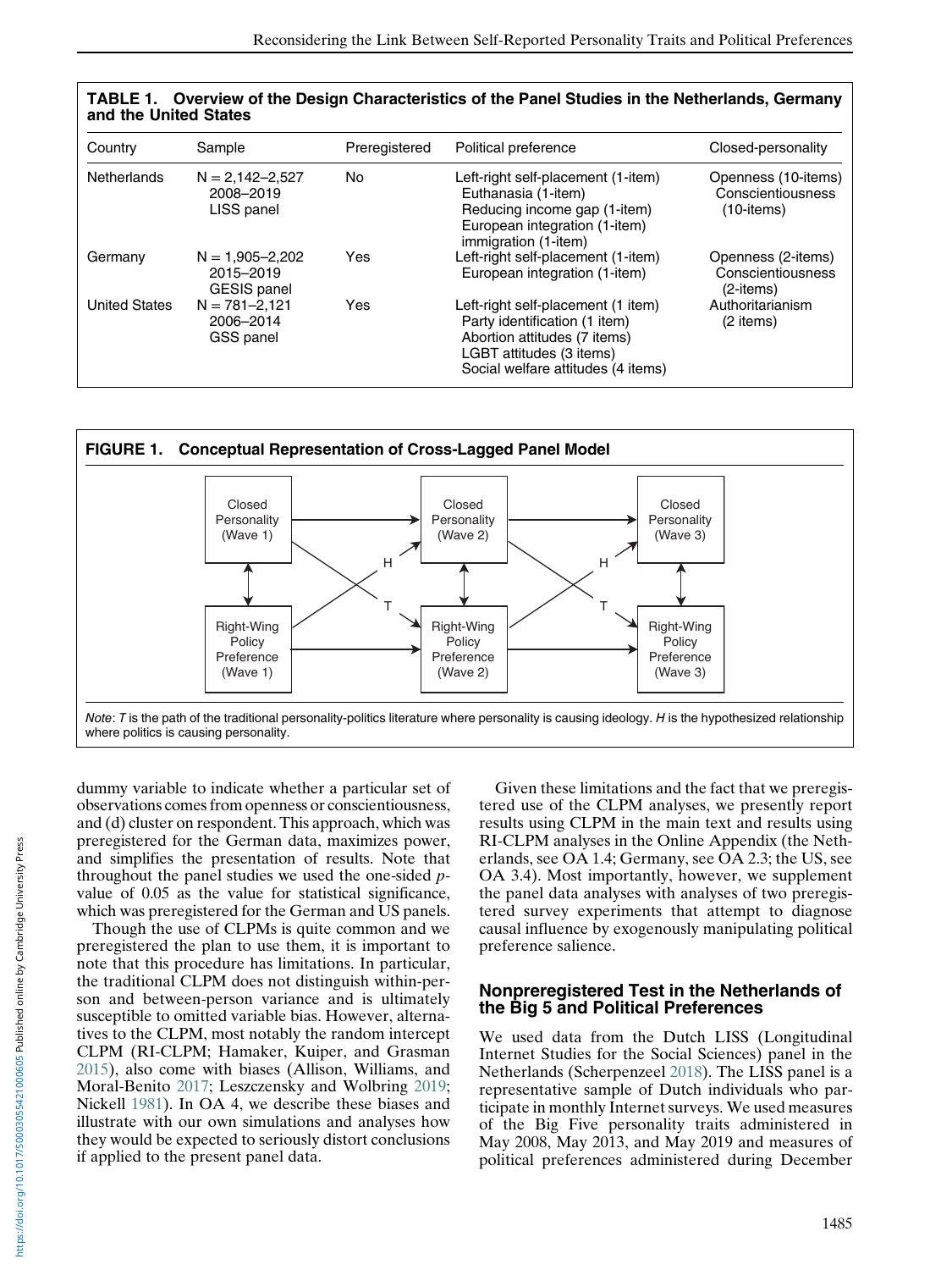**TABLE 1. Overview of the Design Characteristics of the Panel Studies in the Netherlands, Germany and the United States**

| Country | Sample | Preregistered | Political preference | Closed-personality |
|---|---|---|---|---|
| Netherlands | N = 2,142–2,527<br>2008–2019<br>LISS panel | No | Left-right self-placement (1-item)<br>Euthanasia (1-item)<br>Reducing income gap (1-item)<br>European integration (1-item)<br>immigration (1-item) | Openness (10-items)<br>Conscientiousness (10-items) |
| Germany | N = 1,905–2,202<br>2015–2019<br>GESIS panel | Yes | Left-right self-placement (1-item)<br>European integration (1-item) | Openness (2-items)<br>Conscientiousness (2-items) |
| United States | N = 781–2,121<br>2006–2014<br>GSS panel | Yes | Left-right self-placement (1 item)<br>Party identification (1 item)<br>Abortion attitudes (7 items)<br>LGBT attitudes (3 items)<br>Social welfare attitudes (4 items) | Authoritarianism (2 items) |

**FIGURE 1. Conceptual Representation of Cross-Lagged Panel Model**

*Note*: *T* is the path of the traditional personality-politics literature where personality is causing ideology. *H* is the hypothesized relationship where politics is causing personality.

dummy variable to indicate whether a particular set of observations comes from openness or conscientiousness, and (d) cluster on respondent. This approach, which was preregistered for the German data, maximizes power, and simplifies the presentation of results. Note that throughout the panel studies we used the one-sided *p*-value of 0.05 as the value for statistical significance, which was preregistered for the German and US panels.

Though the use of CLPMs is quite common and we preregistered the plan to use them, it is important to note that this procedure has limitations. In particular, the traditional CLPM does not distinguish within-person and between-person variance and is ultimately susceptible to omitted variable bias. However, alternatives to the CLPM, most notably the random intercept CLPM (RI-CLPM; Hamaker, Kuiper, and Grasman 2015), also come with biases (Allison, Williams, and Moral-Benito 2017; Leszczensky and Wolbring 2019; Nickell 1981). In OA 4, we describe these biases and illustrate with our own simulations and analyses how they would be expected to seriously distort conclusions if applied to the present panel data.

Given these limitations and the fact that we preregistered use of the CLPM analyses, we presently report results using CLPM in the main text and results using RI-CLPM analyses in the Online Appendix (the Netherlands, see OA 1.4; Germany, see OA 2.3; the US, see OA 3.4). Most importantly, however, we supplement the panel data analyses with analyses of two preregistered survey experiments that attempt to diagnose causal influence by exogenously manipulating political preference salience.

## Nonpreregistered Test in the Netherlands of the Big 5 and Political Preferences

We used data from the Dutch LISS (Longitudinal Internet Studies for the Social Sciences) panel in the Netherlands (Scherpenzeel 2018). The LISS panel is a representative sample of Dutch individuals who participate in monthly Internet surveys. We used measures of the Big Five personality traits administered in May 2008, May 2013, and May 2019 and measures of political preferences administered during December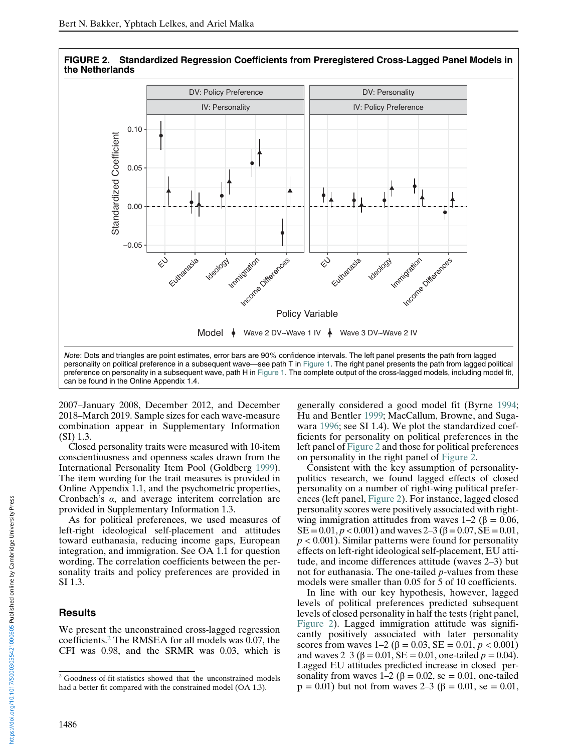**FIGURE 2. Standardized Regression Coefficients from Preregistered Cross-Lagged Panel Models in the Netherlands**

*Note*: Dots and triangles are point estimates, error bars are 90% confidence intervals. The left panel presents the path from lagged personality on political preference in a subsequent wave—see path T in Figure 1. The right panel presents the path from lagged political preference on personality in a subsequent wave, path H in Figure 1. The complete output of the cross-lagged models, including model fit, can be found in the Online Appendix 1.4.

2007–January 2008, December 2012, and December 2018–March 2019. Sample sizes for each wave-measure combination appear in Supplementary Information (SI) 1.3.

Closed personality traits were measured with 10-item conscientiousness and openness scales drawn from the International Personality Item Pool (Goldberg 1999). The item wording for the trait measures is provided in Online Appendix 1.1, and the psychometric properties, Cronbach's $\alpha$, and average interitem correlation are provided in Supplementary Information 1.3.

As for political preferences, we used measures of left-right ideological self-placement and attitudes toward euthanasia, reducing income gaps, European integration, and immigration. See OA 1.1 for question wording. The correlation coefficients between the personality traits and policy preferences are provided in SI 1.3.

## Results

We present the unconstrained cross-lagged regression coefficients.[2] The RMSEA for all models was 0.07, the CFI was 0.98, and the SRMR was 0.03, which is generally considered a good model fit (Byrne 1994; Hu and Bentler 1999; MacCallum, Browne, and Sugawara 1996; see SI 1.4). We plot the standardized coefficients for personality on political preferences in the left panel of Figure 2 and those for political preferences on personality in the right panel of Figure 2.

Consistent with the key assumption of personality-politics research, we found lagged effects of closed personality on a number of right-wing political preferences (left panel, Figure 2). For instance, lagged closed personality scores were positively associated with right-wing immigration attitudes from waves 1–2 ($\beta = 0.06$, $SE = 0.01$, $p < 0.001$) and waves 2–3 ($\beta = 0.07$, $SE = 0.01$, $p < 0.001$). Similar patterns were found for personality effects on left-right ideological self-placement, EU attitude, and income differences attitude (waves 2–3) but not for euthanasia. The one-tailed $p$-values from these models were smaller than 0.05 for 5 of 10 coefficients.

In line with our key hypothesis, however, lagged levels of political preferences predicted subsequent levels of closed personality in half the tests (right panel, Figure 2). Lagged immigration attitude was significantly positively associated with later personality scores from waves 1–2 ($\beta = 0.03$, $SE = 0.01$, $p < 0.001$) and waves 2–3 ($\beta = 0.01$, $SE = 0.01$, one-tailed $p = 0.04$). Lagged EU attitudes predicted increase in closed personality from waves 1–2 ($\beta = 0.02$, se = 0.01, one-tailed $p = 0.01$) but not from waves 2–3 ($\beta = 0.01$, se = 0.01,

[2] Goodness-of-fit-statistics showed that the unconstrained models had a better fit compared with the constrained model (OA 1.3).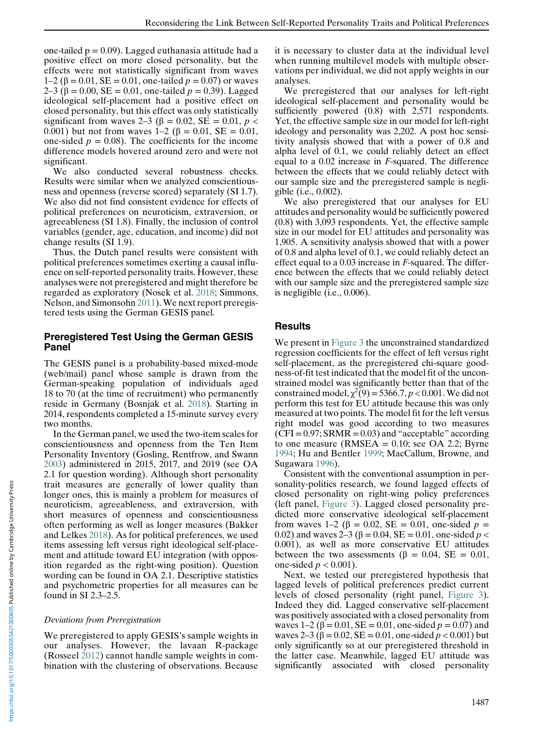one-tailed p = 0.09). Lagged euthanasia attitude had a positive effect on more closed personality, but the effects were not statistically significant from waves 1–2 (β = 0.01, SE = 0.01, one-tailed $p = 0.07$) or waves 2–3 (β = 0.00, SE = 0.01, one-tailed $p = 0.39$). Lagged ideological self-placement had a positive effect on closed personality, but this effect was only statistically significant from waves 2–3 (β = 0.02, SE = 0.01, $p < 0.001$) but not from waves 1–2 (β = 0.01, SE = 0.01, one-sided $p = 0.08$). The coefficients for the income difference models hovered around zero and were not significant.

We also conducted several robustness checks. Results were similar when we analyzed conscientiousness and openness (reverse scored) separately (SI 1.7). We also did not find consistent evidence for effects of political preferences on neuroticism, extraversion, or agreeableness (SI 1.8). Finally, the inclusion of control variables (gender, age, education, and income) did not change results (SI 1.9).

Thus, the Dutch panel results were consistent with political preferences sometimes exerting a causal influence on self-reported personality traits. However, these analyses were not preregistered and might therefore be regarded as exploratory (Nosek et al. 2018; Simmons, Nelson, and Simonsohn 2011). We next report preregistered tests using the German GESIS panel.

## Preregistered Test Using the German GESIS Panel

The GESIS panel is a probability-based mixed-mode (web/mail) panel whose sample is drawn from the German-speaking population of individuals aged 18 to 70 (at the time of recruitment) who permanently reside in Germany (Bosnjak et al. 2018). Starting in 2014, respondents completed a 15-minute survey every two months.

In the German panel, we used the two-item scales for conscientiousness and openness from the Ten Item Personality Inventory (Gosling, Rentfrow, and Swann 2003) administered in 2015, 2017, and 2019 (see OA 2.1 for question wording). Although short personality trait measures are generally of lower quality than longer ones, this is mainly a problem for measures of neuroticism, agreeableness, and extraversion, with short measures of openness and conscientiousness often performing as well as longer measures (Bakker and Lelkes 2018). As for political preferences, we used items assessing left versus right ideological self-placement and attitude toward EU integration (with opposition regarded as the right-wing position). Question wording can be found in OA 2.1. Descriptive statistics and psychometric properties for all measures can be found in SI 2.3–2.5.

### *Deviations from Preregistration*

We preregistered to apply GESIS's sample weights in our analyses. However, the lavaan R-package (Rosseel 2012) cannot handle sample weights in combination with the clustering of observations. Because it is necessary to cluster data at the individual level when running multilevel models with multiple observations per individual, we did not apply weights in our analyses.

We preregistered that our analyses for left-right ideological self-placement and personality would be sufficiently powered (0.8) with 2,571 respondents. Yet, the effective sample size in our model for left-right ideology and personality was 2,202. A post hoc sensitivity analysis showed that with a power of 0.8 and alpha level of 0.1, we could reliably detect an effect equal to a 0.02 increase in *F*-squared. The difference between the effects that we could reliably detect with our sample size and the preregistered sample is negligible (i.e., 0.002).

We also preregistered that our analyses for EU attitudes and personality would be sufficiently powered (0.8) with 3,093 respondents. Yet, the effective sample size in our model for EU attitudes and personality was 1,905. A sensitivity analysis showed that with a power of 0.8 and alpha level of 0.1, we could reliably detect an effect equal to a 0.03 increase in *F*-squared. The difference between the effects that we could reliably detect with our sample size and the preregistered sample size is negligible (i.e., 0.006).

## Results

We present in Figure 3 the unconstrained standardized regression coefficients for the effect of left versus right self-placement, as the preregistered chi-square goodness-of-fit test indicated that the model fit of the unconstrained model was significantly better than that of the constrained model, $\chi^2(9) = 5366.7, p < 0.001$. We did not perform this test for EU attitude because this was only measured at two points. The model fit for the left versus right model was good according to two measures (CFI = 0.97; SRMR = 0.03) and "acceptable" according to one measure (RMSEA = 0.10; see OA 2.2; Byrne 1994; Hu and Bentler 1999; MacCallum, Browne, and Sugawara 1996).

Consistent with the conventional assumption in personality-politics research, we found lagged effects of closed personality on right-wing policy preferences (left panel, Figure 3). Lagged closed personality predicted more conservative ideological self-placement from waves 1–2 (β = 0.02, SE = 0.01, one-sided $p = 0.02$) and waves 2–3 (β = 0.04, SE = 0.01, one-sided $p < 0.001$), as well as more conservative EU attitudes between the two assessments (β = 0.04, SE = 0.01, one-sided $p < 0.001$).

Next, we tested our preregistered hypothesis that lagged levels of political preferences predict current levels of closed personality (right panel, Figure 3). Indeed they did. Lagged conservative self-placement was positively associated with a closed personality from waves 1–2 (β = 0.01, SE = 0.01, one-sided $p = 0.07$) and waves 2–3 (β = 0.02, SE = 0.01, one-sided $p < 0.001$) but only significantly so at our preregistered threshold in the latter case. Meanwhile, lagged EU attitude was significantly associated with closed personality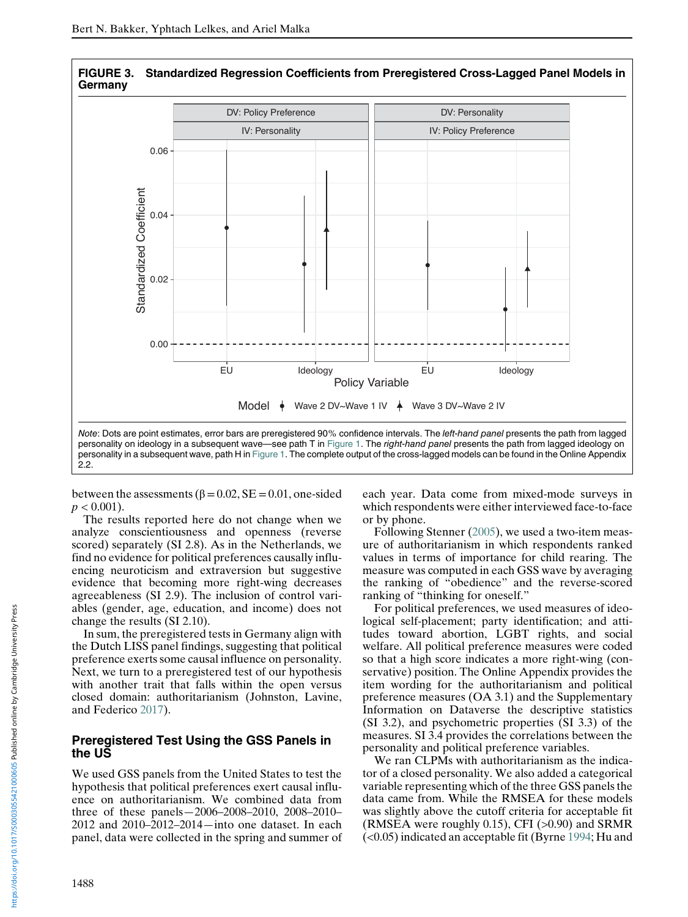**FIGURE 3. Standardized Regression Coefficients from Preregistered Cross-Lagged Panel Models in Germany**

*Note*: Dots are point estimates, error bars are preregistered 90% confidence intervals. The *left-hand panel* presents the path from lagged personality on ideology in a subsequent wave—see path T in Figure 1. The *right-hand panel* presents the path from lagged ideology on personality in a subsequent wave, path H in Figure 1. The complete output of the cross-lagged models can be found in the Online Appendix 2.2.

between the assessments ($\beta = 0.02$, SE $= 0.01$, one-sided $p < 0.001$).

The results reported here do not change when we analyze conscientiousness and openness (reverse scored) separately (SI 2.8). As in the Netherlands, we find no evidence for political preferences causally influencing neuroticism and extraversion but suggestive evidence that becoming more right-wing decreases agreeableness (SI 2.9). The inclusion of control variables (gender, age, education, and income) does not change the results (SI 2.10).

In sum, the preregistered tests in Germany align with the Dutch LISS panel findings, suggesting that political preference exerts some causal influence on personality. Next, we turn to a preregistered test of our hypothesis with another trait that falls within the open versus closed domain: authoritarianism (Johnston, Lavine, and Federico 2017).

## Preregistered Test Using the GSS Panels in the US

We used GSS panels from the United States to test the hypothesis that political preferences exert causal influence on authoritarianism. We combined data from three of these panels—2006–2008–2010, 2008–2010–2012 and 2010–2012–2014—into one dataset. In each panel, data were collected in the spring and summer of each year. Data come from mixed-mode surveys in which respondents were either interviewed face-to-face or by phone.

Following Stenner (2005), we used a two-item measure of authoritarianism in which respondents ranked values in terms of importance for child rearing. The measure was computed in each GSS wave by averaging the ranking of "obedience" and the reverse-scored ranking of "thinking for oneself."

For political preferences, we used measures of ideological self-placement; party identification; and attitudes toward abortion, LGBT rights, and social welfare. All political preference measures were coded so that a high score indicates a more right-wing (conservative) position. The Online Appendix provides the item wording for the authoritarianism and political preference measures (OA 3.1) and the Supplementary Information on Dataverse the descriptive statistics (SI 3.2), and psychometric properties (SI 3.3) of the measures. SI 3.4 provides the correlations between the personality and political preference variables.

We ran CLPMs with authoritarianism as the indicator of a closed personality. We also added a categorical variable representing which of the three GSS panels the data came from. While the RMSEA for these models was slightly above the cutoff criteria for acceptable fit (RMSEA were roughly 0.15), CFI (>0.90) and SRMR (<0.05) indicated an acceptable fit (Byrne 1994; Hu and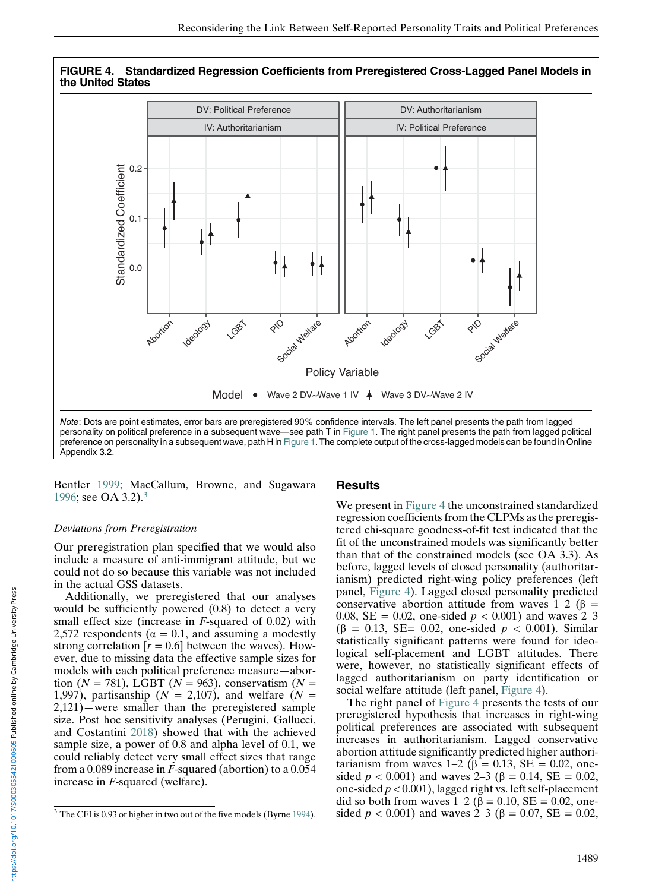**FIGURE 4. Standardized Regression Coefficients from Preregistered Cross-Lagged Panel Models in the United States**

*Note*: Dots are point estimates, error bars are preregistered 90% confidence intervals. The left panel presents the path from lagged personality on political preference in a subsequent wave—see path T in Figure 1. The right panel presents the path from lagged political preference on personality in a subsequent wave, path H in Figure 1. The complete output of the cross-lagged models can be found in Online Appendix 3.2.

Bentler 1999; MacCallum, Browne, and Sugawara 1996; see OA 3.2).[3]

### *Deviations from Preregistration*

Our preregistration plan specified that we would also include a measure of anti-immigrant attitude, but we could not do so because this variable was not included in the actual GSS datasets.

Additionally, we preregistered that our analyses would be sufficiently powered (0.8) to detect a very small effect size (increase in $F$-squared of 0.02) with 2,572 respondents ($\alpha = 0.1$, and assuming a modestly strong correlation [$r = 0.6$] between the waves). However, due to missing data the effective sample sizes for models with each political preference measure—abortion ($N = 781$), LGBT ($N = 963$), conservatism ($N = 1{,}997$), partisanship ($N = 2{,}107$), and welfare ($N = 2{,}121$)—were smaller than the preregistered sample size. Post hoc sensitivity analyses (Perugini, Gallucci, and Costantini 2018) showed that with the achieved sample size, a power of 0.8 and alpha level of 0.1, we could reliably detect very small effect sizes that range from a 0.089 increase in $F$-squared (abortion) to a 0.054 increase in $F$-squared (welfare).

[3] The CFI is 0.93 or higher in two out of the five models (Byrne 1994).

## Results

We present in Figure 4 the unconstrained standardized regression coefficients from the CLPMs as the preregistered chi-square goodness-of-fit test indicated that the fit of the unconstrained models was significantly better than that of the constrained models (see OA 3.3). As before, lagged levels of closed personality (authoritarianism) predicted right-wing policy preferences (left panel, Figure 4). Lagged closed personality predicted conservative abortion attitude from waves 1–2 ($\beta = 0.08$, SE $= 0.02$, one-sided $p < 0.001$) and waves 2–3 ($\beta = 0.13$, SE$= 0.02$, one-sided $p < 0.001$). Similar statistically significant patterns were found for ideological self-placement and LGBT attitudes. There were, however, no statistically significant effects of lagged authoritarianism on party identification or social welfare attitude (left panel, Figure 4).

The right panel of Figure 4 presents the tests of our preregistered hypothesis that increases in right-wing political preferences are associated with subsequent increases in authoritarianism. Lagged conservative abortion attitude significantly predicted higher authoritarianism from waves 1–2 ($\beta = 0.13$, SE $= 0.02$, one-sided $p < 0.001$) and waves 2–3 ($\beta = 0.14$, SE $= 0.02$, one-sided $p < 0.001$), lagged right vs. left self-placement did so both from waves 1–2 ($\beta = 0.10$, SE $= 0.02$, one-sided $p < 0.001$) and waves 2–3 ($\beta = 0.07$, SE $= 0.02$,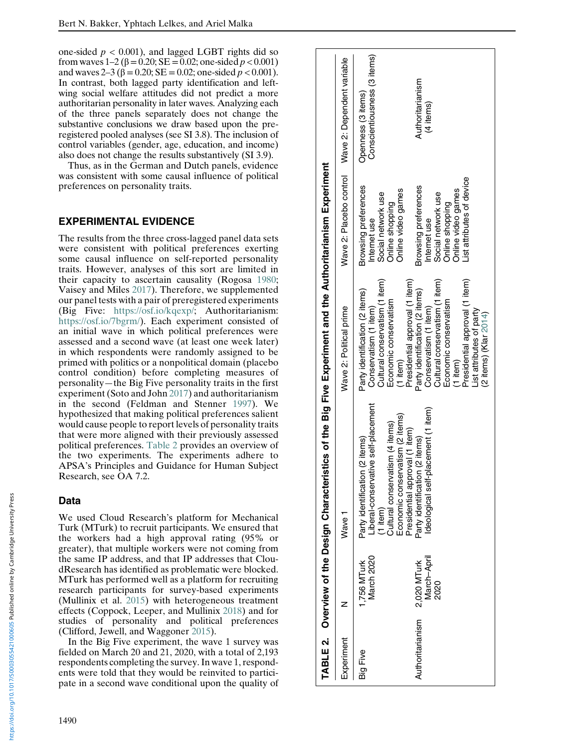one-sided $p < 0.001$), and lagged LGBT rights did so from waves 1–2 ($\beta = 0.20$; SE = 0.02; one-sided $p < 0.001$) and waves 2–3 ($\beta = 0.20$; SE = 0.02; one-sided $p < 0.001$). In contrast, both lagged party identification and left-wing social welfare attitudes did not predict a more authoritarian personality in later waves. Analyzing each of the three panels separately does not change the substantive conclusions we draw based upon the pre-registered pooled analyses (see SI 3.8). The inclusion of control variables (gender, age, education, and income) also does not change the results substantively (SI 3.9).

Thus, as in the German and Dutch panels, evidence was consistent with some causal influence of political preferences on personality traits.

## EXPERIMENTAL EVIDENCE

The results from the three cross-lagged panel data sets were consistent with political preferences exerting some causal influence on self-reported personality traits. However, analyses of this sort are limited in their capacity to ascertain causality (Rogosa 1980; Vaisey and Miles 2017). Therefore, we supplemented our panel tests with a pair of preregistered experiments (Big Five: https://osf.io/kqexp/; Authoritarianism: https://osf.io/7bgrm/). Each experiment consisted of an initial wave in which political preferences were assessed and a second wave (at least one week later) in which respondents were randomly assigned to be primed with politics or a nonpolitical domain (placebo control condition) before completing measures of personality—the Big Five personality traits in the first experiment (Soto and John 2017) and authoritarianism in the second (Feldman and Stenner 1997). We hypothesized that making political preferences salient would cause people to report levels of personality traits that were more aligned with their previously assessed political preferences. Table 2 provides an overview of the two experiments. The experiments adhere to APSA's Principles and Guidance for Human Subject Research, see OA 7.2.

### Data

We used Cloud Research's platform for Mechanical Turk (MTurk) to recruit participants. We ensured that the workers had a high approval rating (95% or greater), that multiple workers were not coming from the same IP address, and that IP addresses that CloudResearch has identified as problematic were blocked. MTurk has performed well as a platform for recruiting research participants for survey-based experiments (Mullinix et al. 2015) with heterogeneous treatment effects (Coppock, Leeper, and Mullinix 2018) and for studies of personality and political preferences (Clifford, Jewell, and Waggoner 2015).

In the Big Five experiment, the wave 1 survey was fielded on March 20 and 21, 2020, with a total of 2,193 respondents completing the survey. In wave 1, respondents were told that they would be reinvited to participate in a second wave conditional upon the quality of

**TABLE 2. Overview of the Design Characteristics of the Big Five Experiment and the Authoritarianism Experiment**

| Experiment | N | Wave 1 | Wave 2: Political prime | Wave 2: Placebo control | Wave 2: Dependent variable |
|---|---|---|---|---|---|
| Big Five | 1,756 MTurk March 2020 | Party identification (2 items)<br>Liberal-conservative self-placement (1 item)<br>Cultural conservatism (4 items)<br>Economic conservatism (2 items)<br>Presidential approval (1 item) | Party identification (2 items)<br>Conservatism (1 item)<br>Cultural conservatism (1 item)<br>Economic conservatism (1 item)<br>Presidential approval (1 item) | Browsing preferences<br>Internet use<br>Social network use<br>Online shopping<br>Online video games | Openness (3 items)<br>Conscientiousness (3 items) |
| Authoritarianism | 2,020 MTurk March–April 2020 | Party identification (2 items)<br>Ideological self-placement (1 item) | Party identification (2 items)<br>Conservatism (1 item)<br>Cultural conservatism (1 item)<br>Economic conservatism (1 item)<br>Presidential approval (1 item)<br>List attributes of party (2 items) (Klar 2014) | Browsing preferences<br>Internet use<br>Social network use<br>Online shopping<br>Online video games<br>List attributes of device | Authoritarianism (4 items) |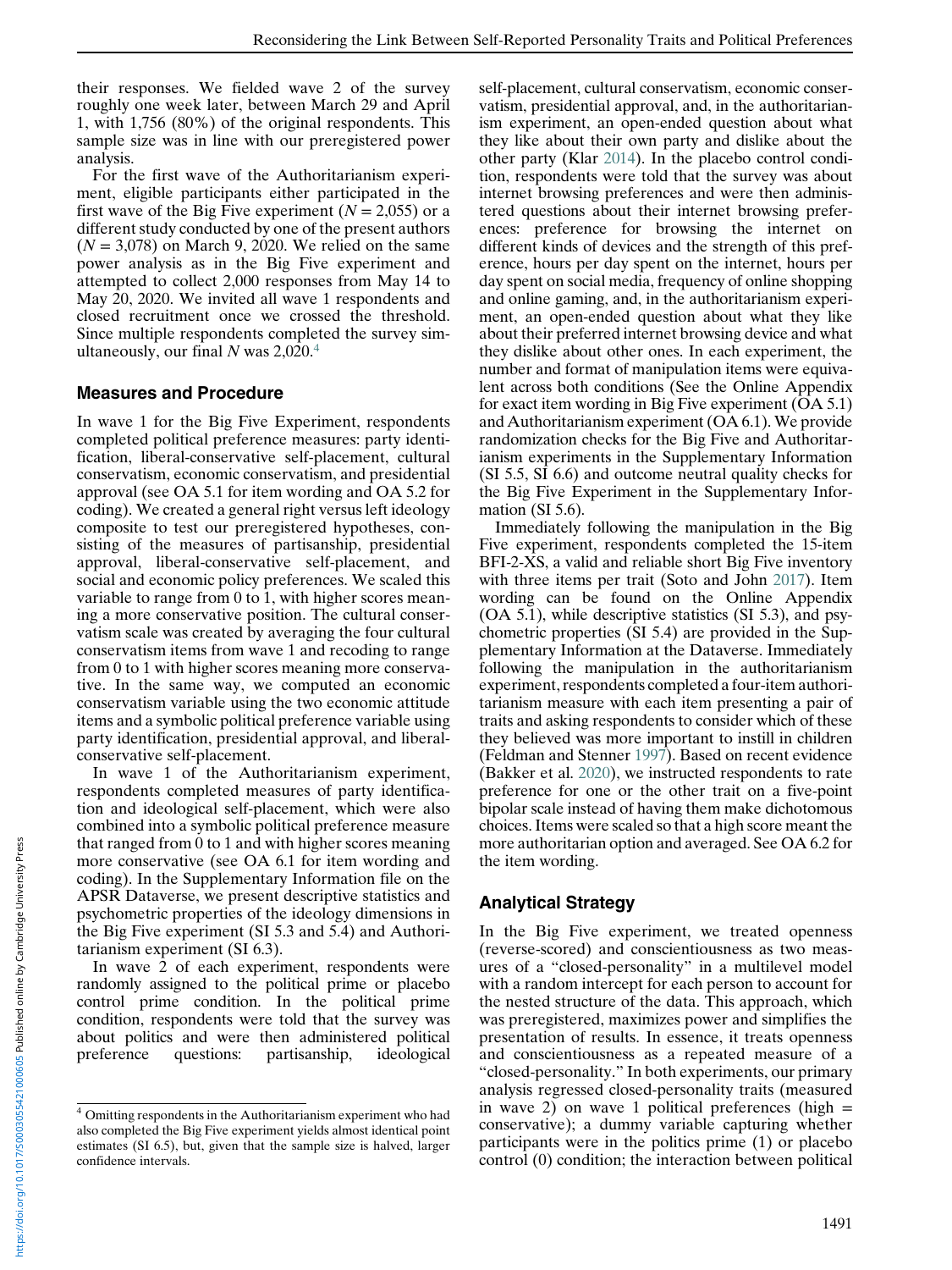their responses. We fielded wave 2 of the survey roughly one week later, between March 29 and April 1, with 1,756 (80%) of the original respondents. This sample size was in line with our preregistered power analysis.

For the first wave of the Authoritarianism experiment, eligible participants either participated in the first wave of the Big Five experiment ($N = 2{,}055$) or a different study conducted by one of the present authors ($N = 3{,}078$) on March 9, 2020. We relied on the same power analysis as in the Big Five experiment and attempted to collect 2,000 responses from May 14 to May 20, 2020. We invited all wave 1 respondents and closed recruitment once we crossed the threshold. Since multiple respondents completed the survey simultaneously, our final $N$ was 2,020.[4]

## Measures and Procedure

In wave 1 for the Big Five Experiment, respondents completed political preference measures: party identification, liberal-conservative self-placement, cultural conservatism, economic conservatism, and presidential approval (see OA 5.1 for item wording and OA 5.2 for coding). We created a general right versus left ideology composite to test our preregistered hypotheses, consisting of the measures of partisanship, presidential approval, liberal-conservative self-placement, and social and economic policy preferences. We scaled this variable to range from 0 to 1, with higher scores meaning a more conservative position. The cultural conservatism scale was created by averaging the four cultural conservatism items from wave 1 and recoding to range from 0 to 1 with higher scores meaning more conservative. In the same way, we computed an economic conservatism variable using the two economic attitude items and a symbolic political preference variable using party identification, presidential approval, and liberal-conservative self-placement.

In wave 1 of the Authoritarianism experiment, respondents completed measures of party identification and ideological self-placement, which were also combined into a symbolic political preference measure that ranged from 0 to 1 and with higher scores meaning more conservative (see OA 6.1 for item wording and coding). In the Supplementary Information file on the APSR Dataverse, we present descriptive statistics and psychometric properties of the ideology dimensions in the Big Five experiment (SI 5.3 and 5.4) and Authoritarianism experiment (SI 6.3).

In wave 2 of each experiment, respondents were randomly assigned to the political prime or placebo control prime condition. In the political prime condition, respondents were told that the survey was about politics and were then administered political preference questions: partisanship, ideological self-placement, cultural conservatism, economic conservatism, presidential approval, and, in the authoritarianism experiment, an open-ended question about what they like about their own party and dislike about the other party (Klar 2014). In the placebo control condition, respondents were told that the survey was about internet browsing preferences and were then administered questions about their internet browsing preferences: preference for browsing the internet on different kinds of devices and the strength of this preference, hours per day spent on the internet, hours per day spent on social media, frequency of online shopping and online gaming, and, in the authoritarianism experiment, an open-ended question about what they like about their preferred internet browsing device and what they dislike about other ones. In each experiment, the number and format of manipulation items were equivalent across both conditions (See the Online Appendix for exact item wording in Big Five experiment (OA 5.1) and Authoritarianism experiment (OA 6.1). We provide randomization checks for the Big Five and Authoritarianism experiments in the Supplementary Information (SI 5.5, SI 6.6) and outcome neutral quality checks for the Big Five Experiment in the Supplementary Information (SI 5.6).

Immediately following the manipulation in the Big Five experiment, respondents completed the 15-item BFI-2-XS, a valid and reliable short Big Five inventory with three items per trait (Soto and John 2017). Item wording can be found on the Online Appendix (OA 5.1), while descriptive statistics (SI 5.3), and psychometric properties (SI 5.4) are provided in the Supplementary Information at the Dataverse. Immediately following the manipulation in the authoritarianism experiment, respondents completed a four-item authoritarianism measure with each item presenting a pair of traits and asking respondents to consider which of these they believed was more important to instill in children (Feldman and Stenner 1997). Based on recent evidence (Bakker et al. 2020), we instructed respondents to rate preference for one or the other trait on a five-point bipolar scale instead of having them make dichotomous choices. Items were scaled so that a high score meant the more authoritarian option and averaged. See OA 6.2 for the item wording.

## Analytical Strategy

In the Big Five experiment, we treated openness (reverse-scored) and conscientiousness as two measures of a "closed-personality" in a multilevel model with a random intercept for each person to account for the nested structure of the data. This approach, which was preregistered, maximizes power and simplifies the presentation of results. In essence, it treats openness and conscientiousness as a repeated measure of a "closed-personality." In both experiments, our primary analysis regressed closed-personality traits (measured in wave 2) on wave 1 political preferences (high = conservative); a dummy variable capturing whether participants were in the politics prime (1) or placebo control (0) condition; the interaction between political

[4] Omitting respondents in the Authoritarianism experiment who had also completed the Big Five experiment yields almost identical point estimates (SI 6.5), but, given that the sample size is halved, larger confidence intervals.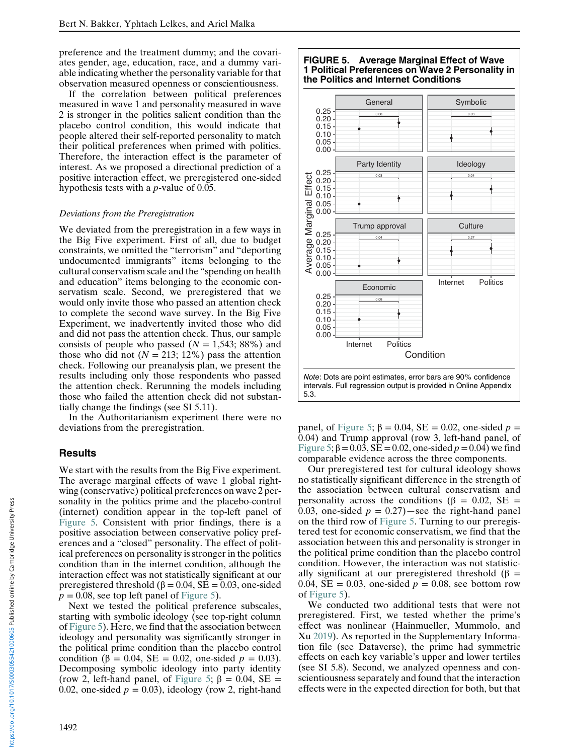preference and the treatment dummy; and the covariates gender, age, education, race, and a dummy variable indicating whether the personality variable for that observation measured openness or conscientiousness.

If the correlation between political preferences measured in wave 1 and personality measured in wave 2 is stronger in the politics salient condition than the placebo control condition, this would indicate that people altered their self-reported personality to match their political preferences when primed with politics. Therefore, the interaction effect is the parameter of interest. As we proposed a directional prediction of a positive interaction effect, we preregistered one-sided hypothesis tests with a $p$-value of 0.05.

### *Deviations from the Preregistration*

We deviated from the preregistration in a few ways in the Big Five experiment. First of all, due to budget constraints, we omitted the "terrorism" and "deporting undocumented immigrants" items belonging to the cultural conservatism scale and the "spending on health and education" items belonging to the economic conservatism scale. Second, we preregistered that we would only invite those who passed an attention check to complete the second wave survey. In the Big Five Experiment, we inadvertently invited those who did and did not pass the attention check. Thus, our sample consists of people who passed ($N$ = 1,543; 88%) and those who did not ($N$ = 213; 12%) pass the attention check. Following our preanalysis plan, we present the results including only those respondents who passed the attention check. Rerunning the models including those who failed the attention check did not substantially change the findings (see SI 5.11).

In the Authoritarianism experiment there were no deviations from the preregistration.

## Results

We start with the results from the Big Five experiment. The average marginal effects of wave 1 global right-wing (conservative) political preferences on wave 2 personality in the politics prime and the placebo-control (internet) condition appear in the top-left panel of Figure 5. Consistent with prior findings, there is a positive association between conservative policy preferences and a "closed" personality. The effect of political preferences on personality is stronger in the politics condition than in the internet condition, although the interaction effect was not statistically significant at our preregistered threshold ($\beta = 0.04$, SE = 0.03, one-sided $p = 0.08$, see top left panel of Figure 5).

Next we tested the political preference subscales, starting with symbolic ideology (see top-right column of Figure 5). Here, we find that the association between ideology and personality was significantly stronger in the political prime condition than the placebo control condition ($\beta = 0.04$, SE = 0.02, one-sided $p = 0.03$). Decomposing symbolic ideology into party identity (row 2, left-hand panel, of Figure 5; $\beta = 0.04$, SE = 0.02, one-sided $p = 0.03$), ideology (row 2, right-hand panel, of Figure 5; $\beta = 0.04$, SE = 0.02, one-sided $p$ = 0.04) and Trump approval (row 3, left-hand panel, of Figure 5; $\beta = 0.03$, SE = 0.02, one-sided $p = 0.04$) we find comparable evidence across the three components.

**FIGURE 5. Average Marginal Effect of Wave 1 Political Preferences on Wave 2 Personality in the Politics and Internet Conditions**

*Note*: Dots are point estimates, error bars are 90% confidence intervals. Full regression output is provided in Online Appendix 5.3.

Our preregistered test for cultural ideology shows no statistically significant difference in the strength of the association between cultural conservatism and personality across the conditions ($\beta = 0.02$, SE = 0.03, one-sided $p = 0.27$)—see the right-hand panel on the third row of Figure 5. Turning to our preregistered test for economic conservatism, we find that the association between this and personality is stronger in the political prime condition than the placebo control condition. However, the interaction was not statistically significant at our preregistered threshold ($\beta = 0.04$, SE = 0.03, one-sided $p = 0.08$, see bottom row of Figure 5).

We conducted two additional tests that were not preregistered. First, we tested whether the prime's effect was nonlinear (Hainmueller, Mummolo, and Xu 2019). As reported in the Supplementary Information file (see Dataverse), the prime had symmetric effects on each key variable's upper and lower tertiles (see SI 5.8). Second, we analyzed openness and conscientiousness separately and found that the interaction effects were in the expected direction for both, but that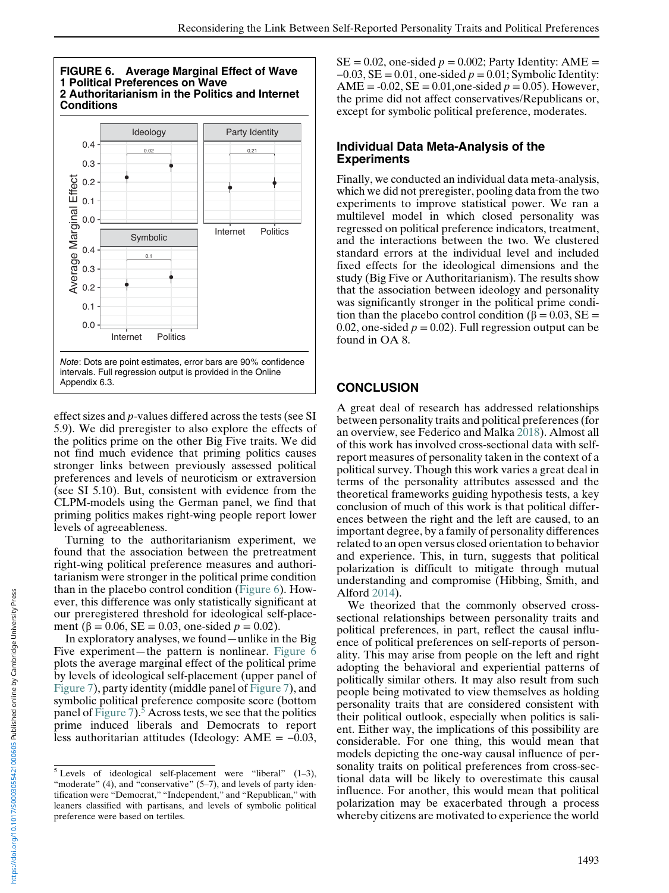**FIGURE 6. Average Marginal Effect of Wave 1 Political Preferences on Wave 2 Authoritarianism in the Politics and Internet Conditions**

*Note*: Dots are point estimates, error bars are 90% confidence intervals. Full regression output is provided in the Online Appendix 6.3.

effect sizes and *p*-values differed across the tests (see SI 5.9). We did preregister to also explore the effects of the politics prime on the other Big Five traits. We did not find much evidence that priming politics causes stronger links between previously assessed political preferences and levels of neuroticism or extraversion (see SI 5.10). But, consistent with evidence from the CLPM-models using the German panel, we find that priming politics makes right-wing people report lower levels of agreeableness.

Turning to the authoritarianism experiment, we found that the association between the pretreatment right-wing political preference measures and authoritarianism were stronger in the political prime condition than in the placebo control condition (Figure 6). However, this difference was only statistically significant at our preregistered threshold for ideological self-placement ($\beta = 0.06$, SE = 0.03, one-sided $p = 0.02$).

In exploratory analyses, we found—unlike in the Big Five experiment—the pattern is nonlinear. Figure 6 plots the average marginal effect of the political prime by levels of ideological self-placement (upper panel of Figure 7), party identity (middle panel of Figure 7), and symbolic political preference composite score (bottom panel of Figure 7).[5] Across tests, we see that the politics prime induced liberals and Democrats to report less authoritarian attitudes (Ideology: AME = –0.03, SE = 0.02, one-sided $p = 0.002$; Party Identity: AME = –0.03, SE = 0.01, one-sided $p = 0.01$; Symbolic Identity: AME = -0.02, SE = 0.01,one-sided $p = 0.05$). However, the prime did not affect conservatives/Republicans or, except for symbolic political preference, moderates.

## Individual Data Meta-Analysis of the Experiments

Finally, we conducted an individual data meta-analysis, which we did not preregister, pooling data from the two experiments to improve statistical power. We ran a multilevel model in which closed personality was regressed on political preference indicators, treatment, and the interactions between the two. We clustered standard errors at the individual level and included fixed effects for the ideological dimensions and the study (Big Five or Authoritarianism). The results show that the association between ideology and personality was significantly stronger in the political prime condition than the placebo control condition ($\beta = 0.03$, SE = 0.02, one-sided $p = 0.02$). Full regression output can be found in OA 8.

## CONCLUSION

A great deal of research has addressed relationships between personality traits and political preferences (for an overview, see Federico and Malka 2018). Almost all of this work has involved cross-sectional data with self-report measures of personality taken in the context of a political survey. Though this work varies a great deal in terms of the personality attributes assessed and the theoretical frameworks guiding hypothesis tests, a key conclusion of much of this work is that political differences between the right and the left are caused, to an important degree, by a family of personality differences related to an open versus closed orientation to behavior and experience. This, in turn, suggests that political polarization is difficult to mitigate through mutual understanding and compromise (Hibbing, Smith, and Alford 2014).

We theorized that the commonly observed cross-sectional relationships between personality traits and political preferences, in part, reflect the causal influence of political preferences on self-reports of personality. This may arise from people on the left and right adopting the behavioral and experiential patterns of politically similar others. It may also result from such people being motivated to view themselves as holding personality traits that are considered consistent with their political outlook, especially when politics is salient. Either way, the implications of this possibility are considerable. For one thing, this would mean that models depicting the one-way causal influence of personality traits on political preferences from cross-sectional data will be likely to overestimate this causal influence. For another, this would mean that political polarization may be exacerbated through a process whereby citizens are motivated to experience the world

[5] Levels of ideological self-placement were "liberal" (1–3), "moderate" (4), and "conservative" (5–7), and levels of party identification were "Democrat," "Independent," and "Republican," with leaners classified with partisans, and levels of symbolic political preference were based on tertiles.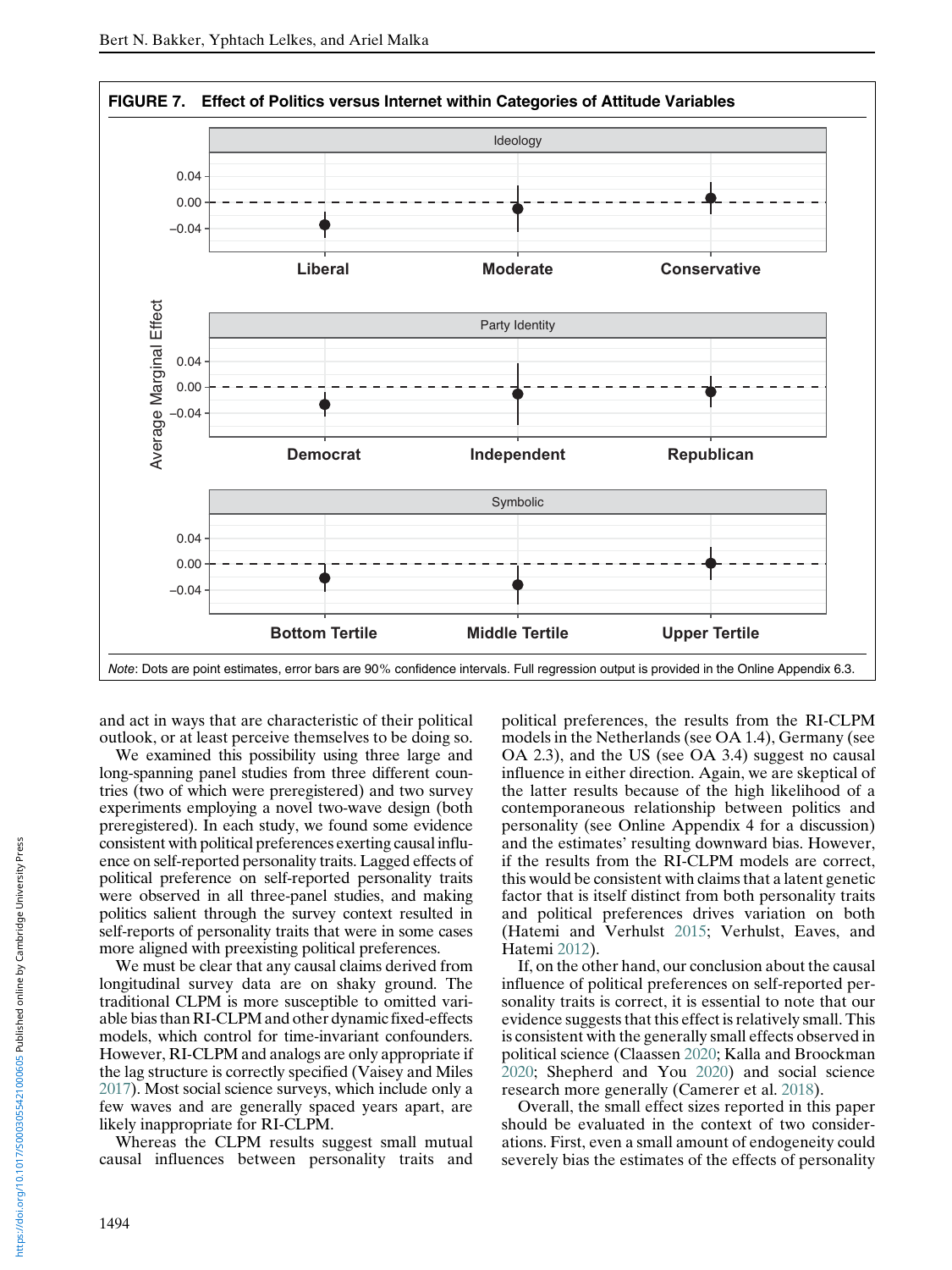**FIGURE 7. Effect of Politics versus Internet within Categories of Attitude Variables**

*Note*: Dots are point estimates, error bars are 90% confidence intervals. Full regression output is provided in the Online Appendix 6.3.

and act in ways that are characteristic of their political outlook, or at least perceive themselves to be doing so.

We examined this possibility using three large and long-spanning panel studies from three different countries (two of which were preregistered) and two survey experiments employing a novel two-wave design (both preregistered). In each study, we found some evidence consistent with political preferences exerting causal influence on self-reported personality traits. Lagged effects of political preference on self-reported personality traits were observed in all three-panel studies, and making politics salient through the survey context resulted in self-reports of personality traits that were in some cases more aligned with preexisting political preferences.

We must be clear that any causal claims derived from longitudinal survey data are on shaky ground. The traditional CLPM is more susceptible to omitted variable bias than RI-CLPM and other dynamic fixed-effects models, which control for time-invariant confounders. However, RI-CLPM and analogs are only appropriate if the lag structure is correctly specified (Vaisey and Miles 2017). Most social science surveys, which include only a few waves and are generally spaced years apart, are likely inappropriate for RI-CLPM.

Whereas the CLPM results suggest small mutual causal influences between personality traits and political preferences, the results from the RI-CLPM models in the Netherlands (see OA 1.4), Germany (see OA 2.3), and the US (see OA 3.4) suggest no causal influence in either direction. Again, we are skeptical of the latter results because of the high likelihood of a contemporaneous relationship between politics and personality (see Online Appendix 4 for a discussion) and the estimates' resulting downward bias. However, if the results from the RI-CLPM models are correct, this would be consistent with claims that a latent genetic factor that is itself distinct from both personality traits and political preferences drives variation on both (Hatemi and Verhulst 2015; Verhulst, Eaves, and Hatemi 2012).

If, on the other hand, our conclusion about the causal influence of political preferences on self-reported personality traits is correct, it is essential to note that our evidence suggests that this effect is relatively small. This is consistent with the generally small effects observed in political science (Claassen 2020; Kalla and Broockman 2020; Shepherd and You 2020) and social science research more generally (Camerer et al. 2018).

Overall, the small effect sizes reported in this paper should be evaluated in the context of two considerations. First, even a small amount of endogeneity could severely bias the estimates of the effects of personality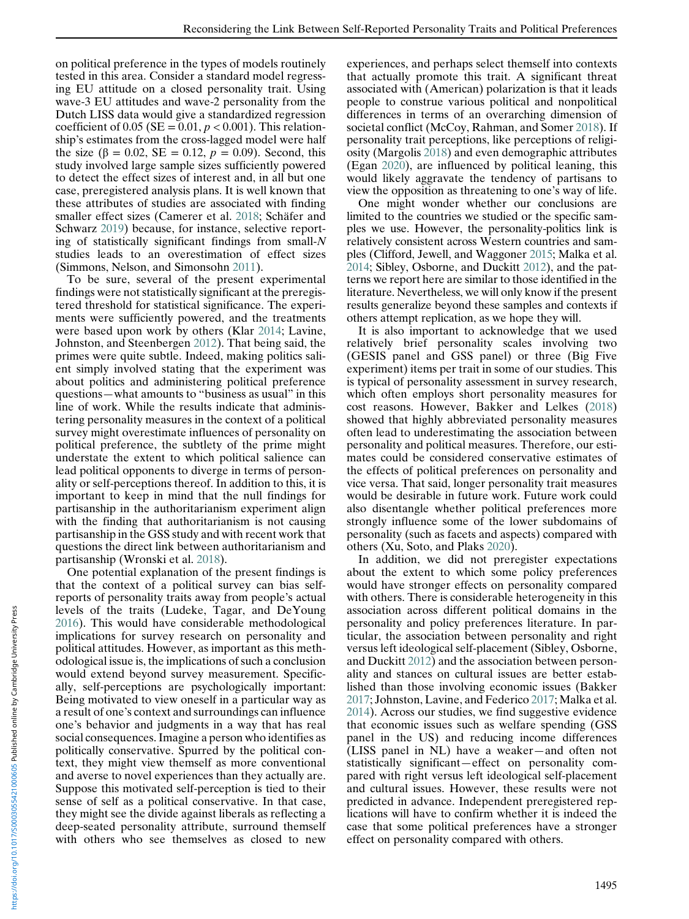on political preference in the types of models routinely tested in this area. Consider a standard model regressing EU attitude on a closed personality trait. Using wave-3 EU attitudes and wave-2 personality from the Dutch LISS data would give a standardized regression coefficient of 0.05 (SE = 0.01, $p < 0.001$). This relationship's estimates from the cross-lagged model were half the size ($\beta$ = 0.02, SE = 0.12, $p$ = 0.09). Second, this study involved large sample sizes sufficiently powered to detect the effect sizes of interest and, in all but one case, preregistered analysis plans. It is well known that these attributes of studies are associated with finding smaller effect sizes (Camerer et al. 2018; Schäfer and Schwarz 2019) because, for instance, selective reporting of statistically significant findings from small-*N* studies leads to an overestimation of effect sizes (Simmons, Nelson, and Simonsohn 2011).

To be sure, several of the present experimental findings were not statistically significant at the preregistered threshold for statistical significance. The experiments were sufficiently powered, and the treatments were based upon work by others (Klar 2014; Lavine, Johnston, and Steenbergen 2012). That being said, the primes were quite subtle. Indeed, making politics salient simply involved stating that the experiment was about politics and administering political preference questions—what amounts to "business as usual" in this line of work. While the results indicate that administering personality measures in the context of a political survey might overestimate influences of personality on political preference, the subtlety of the prime might understate the extent to which political salience can lead political opponents to diverge in terms of personality or self-perceptions thereof. In addition to this, it is important to keep in mind that the null findings for partisanship in the authoritarianism experiment align with the finding that authoritarianism is not causing partisanship in the GSS study and with recent work that questions the direct link between authoritarianism and partisanship (Wronski et al. 2018).

One potential explanation of the present findings is that the context of a political survey can bias self-reports of personality traits away from people's actual levels of the traits (Ludeke, Tagar, and DeYoung 2016). This would have considerable methodological implications for survey research on personality and political attitudes. However, as important as this methodological issue is, the implications of such a conclusion would extend beyond survey measurement. Specifically, self-perceptions are psychologically important: Being motivated to view oneself in a particular way as a result of one's context and surroundings can influence one's behavior and judgments in a way that has real social consequences. Imagine a person who identifies as politically conservative. Spurred by the political context, they might view themself as more conventional and averse to novel experiences than they actually are. Suppose this motivated self-perception is tied to their sense of self as a political conservative. In that case, they might see the divide against liberals as reflecting a deep-seated personality attribute, surround themself with others who see themselves as closed to new experiences, and perhaps select themself into contexts that actually promote this trait. A significant threat associated with (American) polarization is that it leads people to construe various political and nonpolitical differences in terms of an overarching dimension of societal conflict (McCoy, Rahman, and Somer 2018). If personality trait perceptions, like perceptions of religiosity (Margolis 2018) and even demographic attributes (Egan 2020), are influenced by political leaning, this would likely aggravate the tendency of partisans to view the opposition as threatening to one's way of life.

One might wonder whether our conclusions are limited to the countries we studied or the specific samples we use. However, the personality-politics link is relatively consistent across Western countries and samples (Clifford, Jewell, and Waggoner 2015; Malka et al. 2014; Sibley, Osborne, and Duckitt 2012), and the patterns we report here are similar to those identified in the literature. Nevertheless, we will only know if the present results generalize beyond these samples and contexts if others attempt replication, as we hope they will.

It is also important to acknowledge that we used relatively brief personality scales involving two (GESIS panel and GSS panel) or three (Big Five experiment) items per trait in some of our studies. This is typical of personality assessment in survey research, which often employs short personality measures for cost reasons. However, Bakker and Lelkes (2018) showed that highly abbreviated personality measures often lead to underestimating the association between personality and political measures. Therefore, our estimates could be considered conservative estimates of the effects of political preferences on personality and vice versa. That said, longer personality trait measures would be desirable in future work. Future work could also disentangle whether political preferences more strongly influence some of the lower subdomains of personality (such as facets and aspects) compared with others (Xu, Soto, and Plaks 2020).

In addition, we did not preregister expectations about the extent to which some policy preferences would have stronger effects on personality compared with others. There is considerable heterogeneity in this association across different political domains in the personality and policy preferences literature. In particular, the association between personality and right versus left ideological self-placement (Sibley, Osborne, and Duckitt 2012) and the association between personality and stances on cultural issues are better established than those involving economic issues (Bakker 2017; Johnston, Lavine, and Federico 2017; Malka et al. 2014). Across our studies, we find suggestive evidence that economic issues such as welfare spending (GSS panel in the US) and reducing income differences (LISS panel in NL) have a weaker—and often not statistically significant—effect on personality compared with right versus left ideological self-placement and cultural issues. However, these results were not predicted in advance. Independent preregistered replications will have to confirm whether it is indeed the case that some political preferences have a stronger effect on personality compared with others.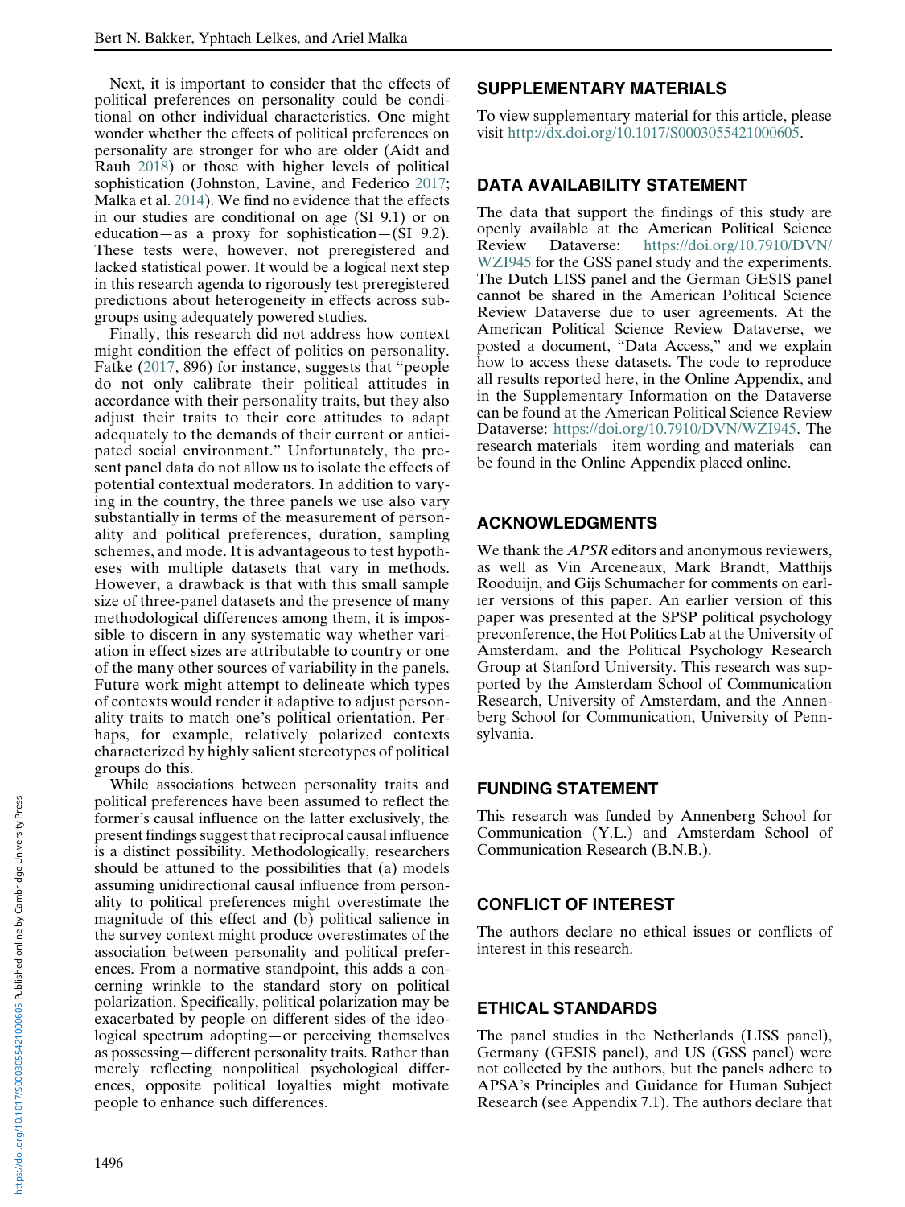Next, it is important to consider that the effects of political preferences on personality could be conditional on other individual characteristics. One might wonder whether the effects of political preferences on personality are stronger for who are older (Aidt and Rauh 2018) or those with higher levels of political sophistication (Johnston, Lavine, and Federico 2017; Malka et al. 2014). We find no evidence that the effects in our studies are conditional on age (SI 9.1) or on education—as a proxy for sophistication—(SI 9.2). These tests were, however, not preregistered and lacked statistical power. It would be a logical next step in this research agenda to rigorously test preregistered predictions about heterogeneity in effects across subgroups using adequately powered studies.

Finally, this research did not address how context might condition the effect of politics on personality. Fatke (2017, 896) for instance, suggests that "people do not only calibrate their political attitudes in accordance with their personality traits, but they also adjust their traits to their core attitudes to adapt adequately to the demands of their current or anticipated social environment." Unfortunately, the present panel data do not allow us to isolate the effects of potential contextual moderators. In addition to varying in the country, the three panels we use also vary substantially in terms of the measurement of personality and political preferences, duration, sampling schemes, and mode. It is advantageous to test hypotheses with multiple datasets that vary in methods. However, a drawback is that with this small sample size of three-panel datasets and the presence of many methodological differences among them, it is impossible to discern in any systematic way whether variation in effect sizes are attributable to country or one of the many other sources of variability in the panels. Future work might attempt to delineate which types of contexts would render it adaptive to adjust personality traits to match one's political orientation. Perhaps, for example, relatively polarized contexts characterized by highly salient stereotypes of political groups do this.

While associations between personality traits and political preferences have been assumed to reflect the former's causal influence on the latter exclusively, the present findings suggest that reciprocal causal influence is a distinct possibility. Methodologically, researchers should be attuned to the possibilities that (a) models assuming unidirectional causal influence from personality to political preferences might overestimate the magnitude of this effect and (b) political salience in the survey context might produce overestimates of the association between personality and political preferences. From a normative standpoint, this adds a concerning wrinkle to the standard story on political polarization. Specifically, political polarization may be exacerbated by people on different sides of the ideological spectrum adopting—or perceiving themselves as possessing—different personality traits. Rather than merely reflecting nonpolitical psychological differences, opposite political loyalties might motivate people to enhance such differences.

## SUPPLEMENTARY MATERIALS

To view supplementary material for this article, please visit http://dx.doi.org/10.1017/S0003055421000605.

## DATA AVAILABILITY STATEMENT

The data that support the findings of this study are openly available at the American Political Science Review Dataverse: https://doi.org/10.7910/DVN/WZI945 for the GSS panel study and the experiments. The Dutch LISS panel and the German GESIS panel cannot be shared in the American Political Science Review Dataverse due to user agreements. At the American Political Science Review Dataverse, we posted a document, "Data Access," and we explain how to access these datasets. The code to reproduce all results reported here, in the Online Appendix, and in the Supplementary Information on the Dataverse can be found at the American Political Science Review Dataverse: https://doi.org/10.7910/DVN/WZI945. The research materials—item wording and materials—can be found in the Online Appendix placed online.

## ACKNOWLEDGMENTS

We thank the *APSR* editors and anonymous reviewers, as well as Vin Arceneaux, Mark Brandt, Matthijs Rooduijn, and Gijs Schumacher for comments on earlier versions of this paper. An earlier version of this paper was presented at the SPSP political psychology preconference, the Hot Politics Lab at the University of Amsterdam, and the Political Psychology Research Group at Stanford University. This research was supported by the Amsterdam School of Communication Research, University of Amsterdam, and the Annenberg School for Communication, University of Pennsylvania.

## FUNDING STATEMENT

This research was funded by Annenberg School for Communication (Y.L.) and Amsterdam School of Communication Research (B.N.B.).

## CONFLICT OF INTEREST

The authors declare no ethical issues or conflicts of interest in this research.

## ETHICAL STANDARDS

The panel studies in the Netherlands (LISS panel), Germany (GESIS panel), and US (GSS panel) were not collected by the authors, but the panels adhere to APSA's Principles and Guidance for Human Subject Research (see Appendix 7.1). The authors declare that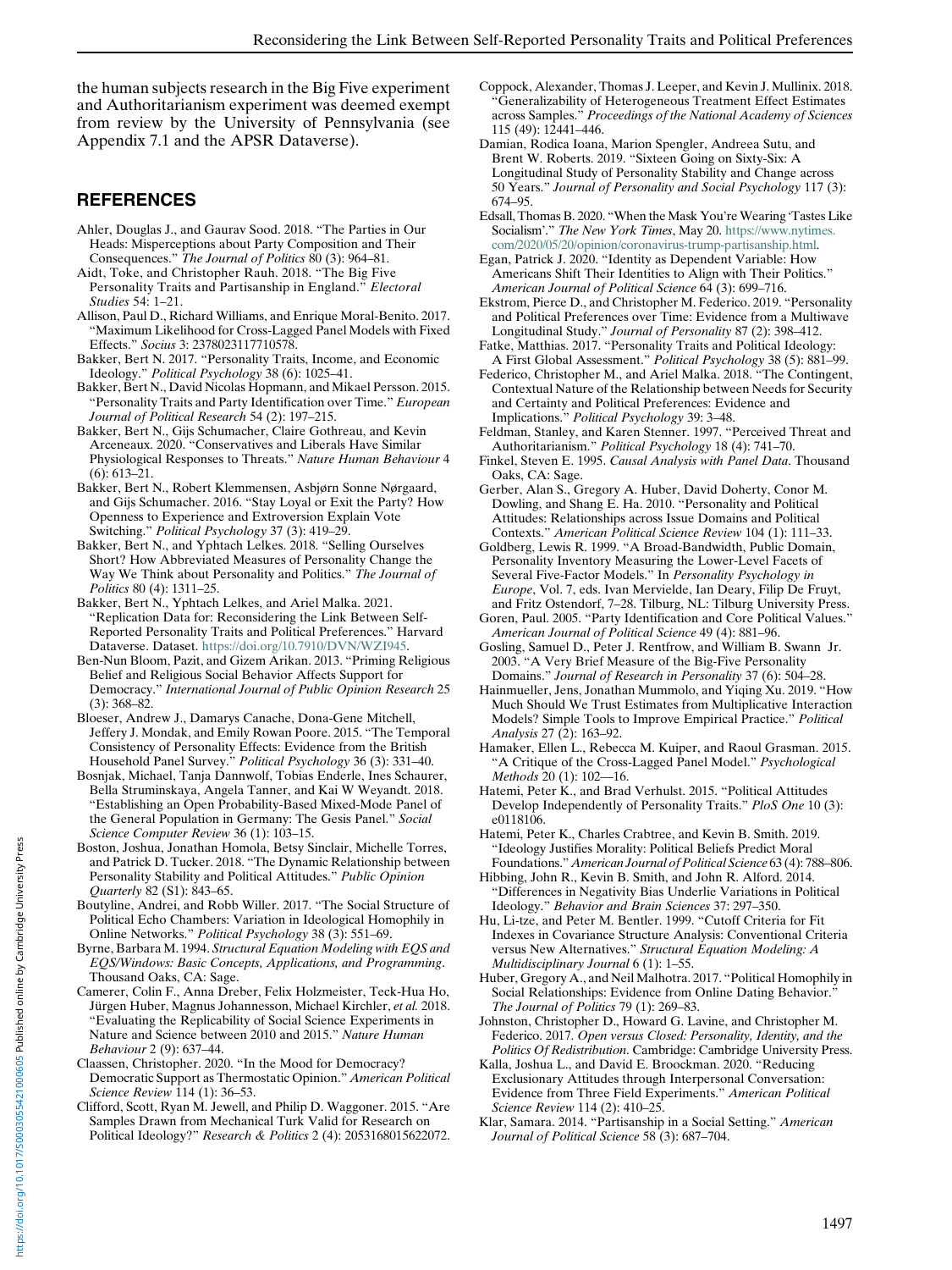the human subjects research in the Big Five experiment and Authoritarianism experiment was deemed exempt from review by the University of Pennsylvania (see Appendix 7.1 and the APSR Dataverse).

## REFERENCES

Ahler, Douglas J., and Gaurav Sood. 2018. "The Parties in Our Heads: Misperceptions about Party Composition and Their Consequences." *The Journal of Politics* 80 (3): 964–81.

Aidt, Toke, and Christopher Rauh. 2018. "The Big Five Personality Traits and Partisanship in England." *Electoral Studies* 54: 1–21.

Allison, Paul D., Richard Williams, and Enrique Moral-Benito. 2017. "Maximum Likelihood for Cross-Lagged Panel Models with Fixed Effects." *Socius* 3: 2378023117710578.

Bakker, Bert N. 2017. "Personality Traits, Income, and Economic Ideology." *Political Psychology* 38 (6): 1025–41.

Bakker, Bert N., David Nicolas Hopmann, and Mikael Persson. 2015. "Personality Traits and Party Identification over Time." *European Journal of Political Research* 54 (2): 197–215.

Bakker, Bert N., Gijs Schumacher, Claire Gothreau, and Kevin Arceneaux. 2020. "Conservatives and Liberals Have Similar Physiological Responses to Threats." *Nature Human Behaviour* 4 (6): 613–21.

Bakker, Bert N., Robert Klemmensen, Asbjørn Sonne Nørgaard, and Gijs Schumacher. 2016. "Stay Loyal or Exit the Party? How Openness to Experience and Extroversion Explain Vote Switching." *Political Psychology* 37 (3): 419–29.

Bakker, Bert N., and Yphtach Lelkes. 2018. "Selling Ourselves Short? How Abbreviated Measures of Personality Change the Way We Think about Personality and Politics." *The Journal of Politics* 80 (4): 1311–25.

Bakker, Bert N., Yphtach Lelkes, and Ariel Malka. 2021. "Replication Data for: Reconsidering the Link Between Self-Reported Personality Traits and Political Preferences." Harvard Dataverse. Dataset. https://doi.org/10.7910/DVN/WZI945.

Ben-Nun Bloom, Pazit, and Gizem Arikan. 2013. "Priming Religious Belief and Religious Social Behavior Affects Support for Democracy." *International Journal of Public Opinion Research* 25 (3): 368–82.

Bloeser, Andrew J., Damarys Canache, Dona-Gene Mitchell, Jeffery J. Mondak, and Emily Rowan Poore. 2015. "The Temporal Consistency of Personality Effects: Evidence from the British Household Panel Survey." *Political Psychology* 36 (3): 331–40.

Bosnjak, Michael, Tanja Dannwolf, Tobias Enderle, Ines Schaurer, Bella Struminskaya, Angela Tanner, and Kai W Weyandt. 2018. "Establishing an Open Probability-Based Mixed-Mode Panel of the General Population in Germany: The Gesis Panel." *Social Science Computer Review* 36 (1): 103–15.

Boston, Joshua, Jonathan Homola, Betsy Sinclair, Michelle Torres, and Patrick D. Tucker. 2018. "The Dynamic Relationship between Personality Stability and Political Attitudes." *Public Opinion Quarterly* 82 (S1): 843–65.

Boutyline, Andrei, and Robb Willer. 2017. "The Social Structure of Political Echo Chambers: Variation in Ideological Homophily in Online Networks." *Political Psychology* 38 (3): 551–69.

Byrne, Barbara M. 1994. *Structural Equation Modeling with EQS and EQS/Windows: Basic Concepts, Applications, and Programming*. Thousand Oaks, CA: Sage.

Camerer, Colin F., Anna Dreber, Felix Holzmeister, Teck-Hua Ho, Jürgen Huber, Magnus Johannesson, Michael Kirchler, *et al.* 2018. "Evaluating the Replicability of Social Science Experiments in Nature and Science between 2010 and 2015." *Nature Human Behaviour* 2 (9): 637–44.

Claassen, Christopher. 2020. "In the Mood for Democracy? Democratic Support as Thermostatic Opinion." *American Political Science Review* 114 (1): 36–53.

Clifford, Scott, Ryan M. Jewell, and Philip D. Waggoner. 2015. "Are Samples Drawn from Mechanical Turk Valid for Research on Political Ideology?" *Research & Politics* 2 (4): 2053168015622072.

Coppock, Alexander, Thomas J. Leeper, and Kevin J. Mullinix. 2018. "Generalizability of Heterogeneous Treatment Effect Estimates across Samples." *Proceedings of the National Academy of Sciences* 115 (49): 12441–446.

Damian, Rodica Ioana, Marion Spengler, Andreea Sutu, and Brent W. Roberts. 2019. "Sixteen Going on Sixty-Six: A Longitudinal Study of Personality Stability and Change across 50 Years." *Journal of Personality and Social Psychology* 117 (3): 674–95.

Edsall, Thomas B. 2020. "When the Mask You're Wearing 'Tastes Like Socialism'." *The New York Times*, May 20. https://www.nytimes.com/2020/05/20/opinion/coronavirus-trump-partisanship.html.

Egan, Patrick J. 2020. "Identity as Dependent Variable: How Americans Shift Their Identities to Align with Their Politics." *American Journal of Political Science* 64 (3): 699–716.

Ekstrom, Pierce D., and Christopher M. Federico. 2019. "Personality and Political Preferences over Time: Evidence from a Multiwave Longitudinal Study." *Journal of Personality* 87 (2): 398–412.

Fatke, Matthias. 2017. "Personality Traits and Political Ideology: A First Global Assessment." *Political Psychology* 38 (5): 881–99.

Federico, Christopher M., and Ariel Malka. 2018. "The Contingent, Contextual Nature of the Relationship between Needs for Security and Certainty and Political Preferences: Evidence and Implications." *Political Psychology* 39: 3–48.

Feldman, Stanley, and Karen Stenner. 1997. "Perceived Threat and Authoritarianism." *Political Psychology* 18 (4): 741–70.

Finkel, Steven E. 1995. *Causal Analysis with Panel Data*. Thousand Oaks, CA: Sage.

Gerber, Alan S., Gregory A. Huber, David Doherty, Conor M. Dowling, and Shang E. Ha. 2010. "Personality and Political Attitudes: Relationships across Issue Domains and Political Contexts." *American Political Science Review* 104 (1): 111–33.

Goldberg, Lewis R. 1999. "A Broad-Bandwidth, Public Domain, Personality Inventory Measuring the Lower-Level Facets of Several Five-Factor Models." In *Personality Psychology in Europe*, Vol. 7, eds. Ivan Mervielde, Ian Deary, Filip De Fruyt, and Fritz Ostendorf, 7–28. Tilburg, NL: Tilburg University Press.

Goren, Paul. 2005. "Party Identification and Core Political Values." *American Journal of Political Science* 49 (4): 881–96.

Gosling, Samuel D., Peter J. Rentfrow, and William B. Swann Jr. 2003. "A Very Brief Measure of the Big-Five Personality Domains." *Journal of Research in Personality* 37 (6): 504–28.

Hainmueller, Jens, Jonathan Mummolo, and Yiqing Xu. 2019. "How Much Should We Trust Estimates from Multiplicative Interaction Models? Simple Tools to Improve Empirical Practice." *Political Analysis* 27 (2): 163–92.

Hamaker, Ellen L., Rebecca M. Kuiper, and Raoul Grasman. 2015. "A Critique of the Cross-Lagged Panel Model." *Psychological Methods* 20 (1): 102—16.

Hatemi, Peter K., and Brad Verhulst. 2015. "Political Attitudes Develop Independently of Personality Traits." *PloS One* 10 (3): e0118106.

Hatemi, Peter K., Charles Crabtree, and Kevin B. Smith. 2019. "Ideology Justifies Morality: Political Beliefs Predict Moral Foundations." *American Journal of Political Science* 63 (4): 788–806.

Hibbing, John R., Kevin B. Smith, and John R. Alford. 2014. "Differences in Negativity Bias Underlie Variations in Political Ideology." *Behavior and Brain Sciences* 37: 297–350.

Hu, Li-tze, and Peter M. Bentler. 1999. "Cutoff Criteria for Fit Indexes in Covariance Structure Analysis: Conventional Criteria versus New Alternatives." *Structural Equation Modeling: A Multidisciplinary Journal* 6 (1): 1–55.

Huber, Gregory A., and Neil Malhotra. 2017. "Political Homophily in Social Relationships: Evidence from Online Dating Behavior." *The Journal of Politics* 79 (1): 269–83.

Johnston, Christopher D., Howard G. Lavine, and Christopher M. Federico. 2017. *Open versus Closed: Personality, Identity, and the Politics Of Redistribution*. Cambridge: Cambridge University Press.

Kalla, Joshua L., and David E. Broockman. 2020. "Reducing Exclusionary Attitudes through Interpersonal Conversation: Evidence from Three Field Experiments." *American Political Science Review* 114 (2): 410–25.

Klar, Samara. 2014. "Partisanship in a Social Setting." *American Journal of Political Science* 58 (3): 687–704.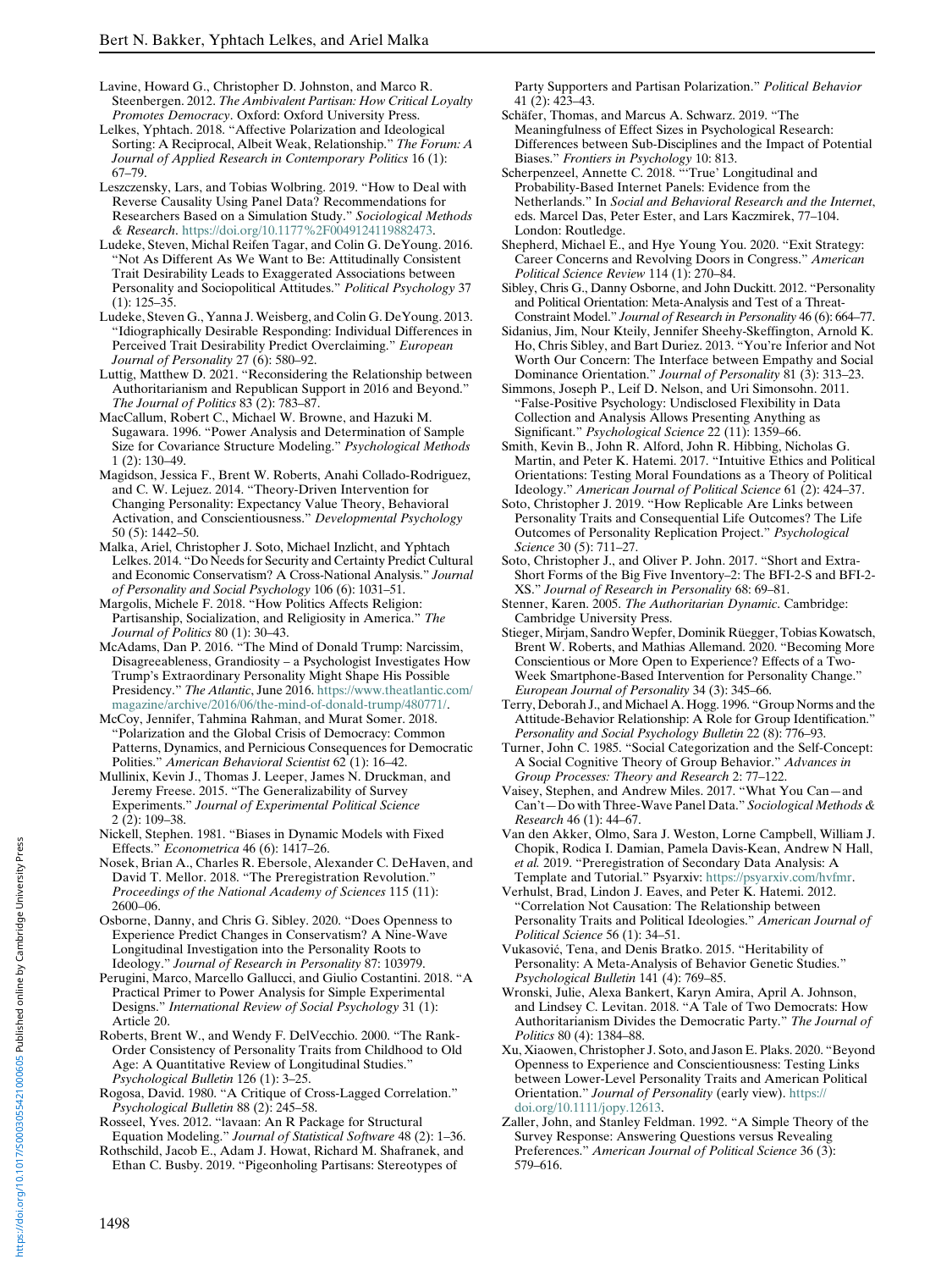Lavine, Howard G., Christopher D. Johnston, and Marco R. Steenbergen. 2012. *The Ambivalent Partisan: How Critical Loyalty Promotes Democracy*. Oxford: Oxford University Press.

Lelkes, Yphtach. 2018. "Affective Polarization and Ideological Sorting: A Reciprocal, Albeit Weak, Relationship." *The Forum: A Journal of Applied Research in Contemporary Politics* 16 (1): 67–79.

Leszczensky, Lars, and Tobias Wolbring. 2019. "How to Deal with Reverse Causality Using Panel Data? Recommendations for Researchers Based on a Simulation Study." *Sociological Methods & Research*. https://doi.org/10.1177%2F0049124119882473.

Ludeke, Steven, Michal Reifen Tagar, and Colin G. DeYoung. 2016. "Not As Different As We Want to Be: Attitudinally Consistent Trait Desirability Leads to Exaggerated Associations between Personality and Sociopolitical Attitudes." *Political Psychology* 37 (1): 125–35.

Ludeke, Steven G., Yanna J. Weisberg, and Colin G. DeYoung. 2013. "Idiographically Desirable Responding: Individual Differences in Perceived Trait Desirability Predict Overclaiming." *European Journal of Personality* 27 (6): 580–92.

Luttig, Matthew D. 2021. "Reconsidering the Relationship between Authoritarianism and Republican Support in 2016 and Beyond." *The Journal of Politics* 83 (2): 783–87.

MacCallum, Robert C., Michael W. Browne, and Hazuki M. Sugawara. 1996. "Power Analysis and Determination of Sample Size for Covariance Structure Modeling." *Psychological Methods* 1 (2): 130–49.

Magidson, Jessica F., Brent W. Roberts, Anahi Collado-Rodriguez, and C. W. Lejuez. 2014. "Theory-Driven Intervention for Changing Personality: Expectancy Value Theory, Behavioral Activation, and Conscientiousness." *Developmental Psychology* 50 (5): 1442–50.

Malka, Ariel, Christopher J. Soto, Michael Inzlicht, and Yphtach Lelkes. 2014. "Do Needs for Security and Certainty Predict Cultural and Economic Conservatism? A Cross-National Analysis." *Journal of Personality and Social Psychology* 106 (6): 1031–51.

Margolis, Michele F. 2018. "How Politics Affects Religion: Partisanship, Socialization, and Religiosity in America." *The Journal of Politics* 80 (1): 30–43.

McAdams, Dan P. 2016. "The Mind of Donald Trump: Narcissim, Disagreeableness, Grandiosity – a Psychologist Investigates How Trump's Extraordinary Personality Might Shape His Possible Presidency." *The Atlantic*, June 2016. https://www.theatlantic.com/magazine/archive/2016/06/the-mind-of-donald-trump/480771/.

McCoy, Jennifer, Tahmina Rahman, and Murat Somer. 2018. "Polarization and the Global Crisis of Democracy: Common Patterns, Dynamics, and Pernicious Consequences for Democratic Polities." *American Behavioral Scientist* 62 (1): 16–42.

Mullinix, Kevin J., Thomas J. Leeper, James N. Druckman, and Jeremy Freese. 2015. "The Generalizability of Survey Experiments." *Journal of Experimental Political Science* 2 (2): 109–38.

Nickell, Stephen. 1981. "Biases in Dynamic Models with Fixed Effects." *Econometrica* 46 (6): 1417–26.

Nosek, Brian A., Charles R. Ebersole, Alexander C. DeHaven, and David T. Mellor. 2018. "The Preregistration Revolution." *Proceedings of the National Academy of Sciences* 115 (11): 2600–06.

Osborne, Danny, and Chris G. Sibley. 2020. "Does Openness to Experience Predict Changes in Conservatism? A Nine-Wave Longitudinal Investigation into the Personality Roots to Ideology." *Journal of Research in Personality* 87: 103979.

Perugini, Marco, Marcello Gallucci, and Giulio Costantini. 2018. "A Practical Primer to Power Analysis for Simple Experimental Designs." *International Review of Social Psychology* 31 (1): Article 20.

Roberts, Brent W., and Wendy F. DelVecchio. 2000. "The Rank-Order Consistency of Personality Traits from Childhood to Old Age: A Quantitative Review of Longitudinal Studies." *Psychological Bulletin* 126 (1): 3–25.

Rogosa, David. 1980. "A Critique of Cross-Lagged Correlation." *Psychological Bulletin* 88 (2): 245–58.

Rosseel, Yves. 2012. "lavaan: An R Package for Structural Equation Modeling." *Journal of Statistical Software* 48 (2): 1–36.

Rothschild, Jacob E., Adam J. Howat, Richard M. Shafranek, and Ethan C. Busby. 2019. "Pigeonholing Partisans: Stereotypes of Party Supporters and Partisan Polarization." *Political Behavior* 41 (2): 423–43.

Schäfer, Thomas, and Marcus A. Schwarz. 2019. "The Meaningfulness of Effect Sizes in Psychological Research: Differences between Sub-Disciplines and the Impact of Potential Biases." *Frontiers in Psychology* 10: 813.

Scherpenzeel, Annette C. 2018. "'True' Longitudinal and Probability-Based Internet Panels: Evidence from the Netherlands." In *Social and Behavioral Research and the Internet*, eds. Marcel Das, Peter Ester, and Lars Kaczmirek, 77–104. London: Routledge.

Shepherd, Michael E., and Hye Young You. 2020. "Exit Strategy: Career Concerns and Revolving Doors in Congress." *American Political Science Review* 114 (1): 270–84.

Sibley, Chris G., Danny Osborne, and John Duckitt. 2012. "Personality and Political Orientation: Meta-Analysis and Test of a Threat-Constraint Model." *Journal of Research in Personality* 46 (6): 664–77.

Sidanius, Jim, Nour Kteily, Jennifer Sheehy-Skeffington, Arnold K. Ho, Chris Sibley, and Bart Duriez. 2013. "You're Inferior and Not Worth Our Concern: The Interface between Empathy and Social Dominance Orientation." *Journal of Personality* 81 (3): 313–23.

Simmons, Joseph P., Leif D. Nelson, and Uri Simonsohn. 2011. "False-Positive Psychology: Undisclosed Flexibility in Data Collection and Analysis Allows Presenting Anything as Significant." *Psychological Science* 22 (11): 1359–66.

Smith, Kevin B., John R. Alford, John R. Hibbing, Nicholas G. Martin, and Peter K. Hatemi. 2017. "Intuitive Ethics and Political Orientations: Testing Moral Foundations as a Theory of Political Ideology." *American Journal of Political Science* 61 (2): 424–37.

Soto, Christopher J. 2019. "How Replicable Are Links between Personality Traits and Consequential Life Outcomes? The Life Outcomes of Personality Replication Project." *Psychological Science* 30 (5): 711–27.

Soto, Christopher J., and Oliver P. John. 2017. "Short and Extra-Short Forms of the Big Five Inventory–2: The BFI-2-S and BFI-2-XS." *Journal of Research in Personality* 68: 69–81.

Stenner, Karen. 2005. *The Authoritarian Dynamic*. Cambridge: Cambridge University Press.

Stieger, Mirjam, Sandro Wepfer, Dominik Rüegger, Tobias Kowatsch, Brent W. Roberts, and Mathias Allemand. 2020. "Becoming More Conscientious or More Open to Experience? Effects of a Two-Week Smartphone-Based Intervention for Personality Change." *European Journal of Personality* 34 (3): 345–66.

Terry, Deborah J., and Michael A. Hogg. 1996. "Group Norms and the Attitude-Behavior Relationship: A Role for Group Identification." *Personality and Social Psychology Bulletin* 22 (8): 776–93.

Turner, John C. 1985. "Social Categorization and the Self-Concept: A Social Cognitive Theory of Group Behavior." *Advances in Group Processes: Theory and Research* 2: 77–122.

Vaisey, Stephen, and Andrew Miles. 2017. "What You Can—and Can't—Do with Three-Wave Panel Data." *Sociological Methods & Research* 46 (1): 44–67.

Van den Akker, Olmo, Sara J. Weston, Lorne Campbell, William J. Chopik, Rodica I. Damian, Pamela Davis-Kean, Andrew N Hall, *et al.* 2019. "Preregistration of Secondary Data Analysis: A Template and Tutorial." Psyarxiv: https://psyarxiv.com/hvfmr.

Verhulst, Brad, Lindon J. Eaves, and Peter K. Hatemi. 2012. "Correlation Not Causation: The Relationship between Personality Traits and Political Ideologies." *American Journal of Political Science* 56 (1): 34–51.

Vukasović, Tena, and Denis Bratko. 2015. "Heritability of Personality: A Meta-Analysis of Behavior Genetic Studies." *Psychological Bulletin* 141 (4): 769–85.

Wronski, Julie, Alexa Bankert, Karyn Amira, April A. Johnson, and Lindsey C. Levitan. 2018. "A Tale of Two Democrats: How Authoritarianism Divides the Democratic Party." *The Journal of Politics* 80 (4): 1384–88.

Xu, Xiaowen, Christopher J. Soto, and Jason E. Plaks. 2020. "Beyond Openness to Experience and Conscientiousness: Testing Links between Lower-Level Personality Traits and American Political Orientation." *Journal of Personality* (early view). https://doi.org/10.1111/jopy.12613.

Zaller, John, and Stanley Feldman. 1992. "A Simple Theory of the Survey Response: Answering Questions versus Revealing Preferences." *American Journal of Political Science* 36 (3): 579–616.